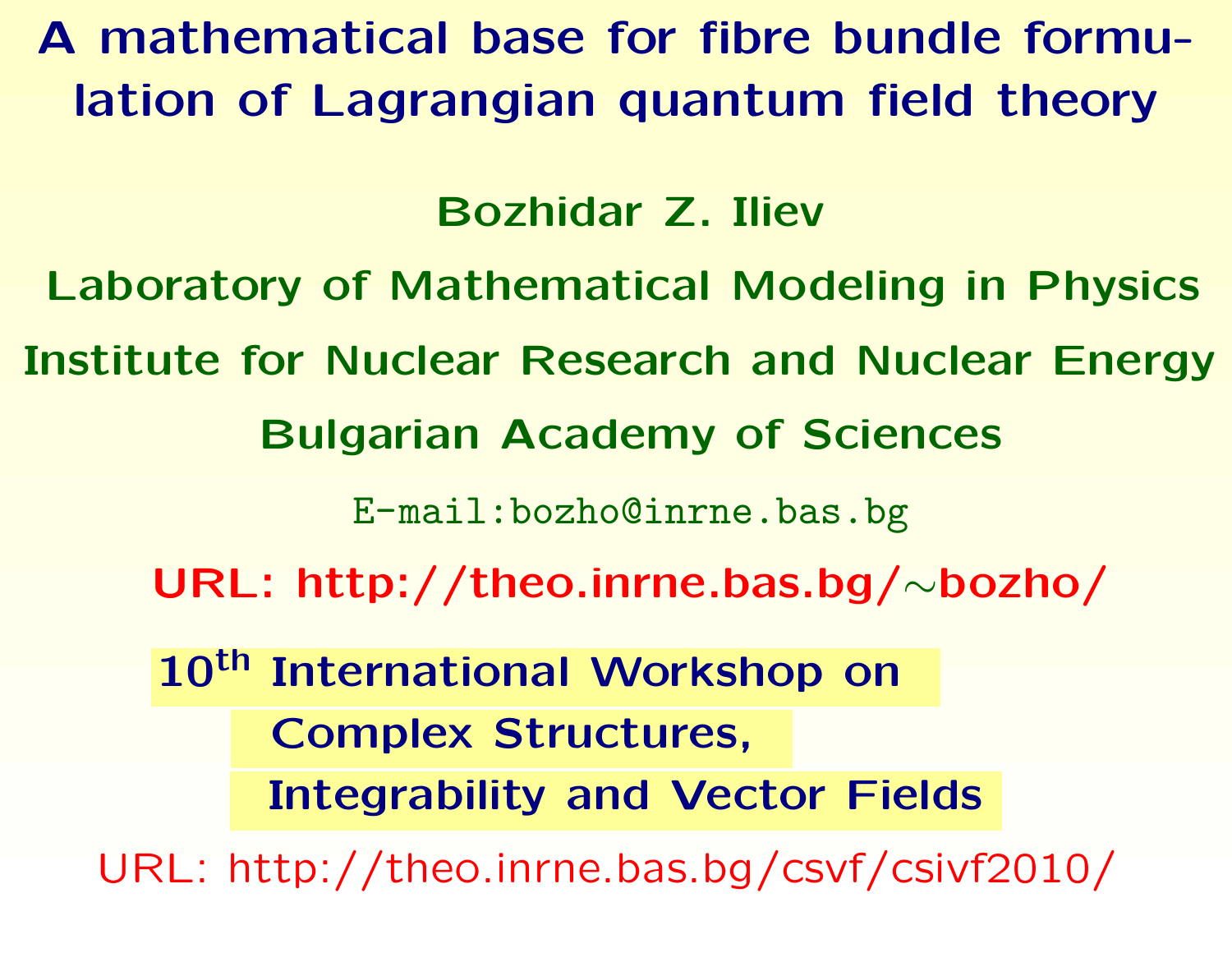# A mathematical base for fibre bundle formulation of Lagrangian quantum field theory

**Bozhidar Z. Iliev**

**Laboratory of Mathematical Modeling in Physics**

**Institute for Nuclear Research and Nuclear Energy**

**Bulgarian Academy of Sciences**

E-mail:bozho@inrne.bas.bg

**URL: http://theo.inrne.bas.bg/∼bozho/**

**10th International Workshop on Complex Structures, Integrability and Vector Fields**

URL: http://theo.inrne.bas.bg/csvf/csivf2010/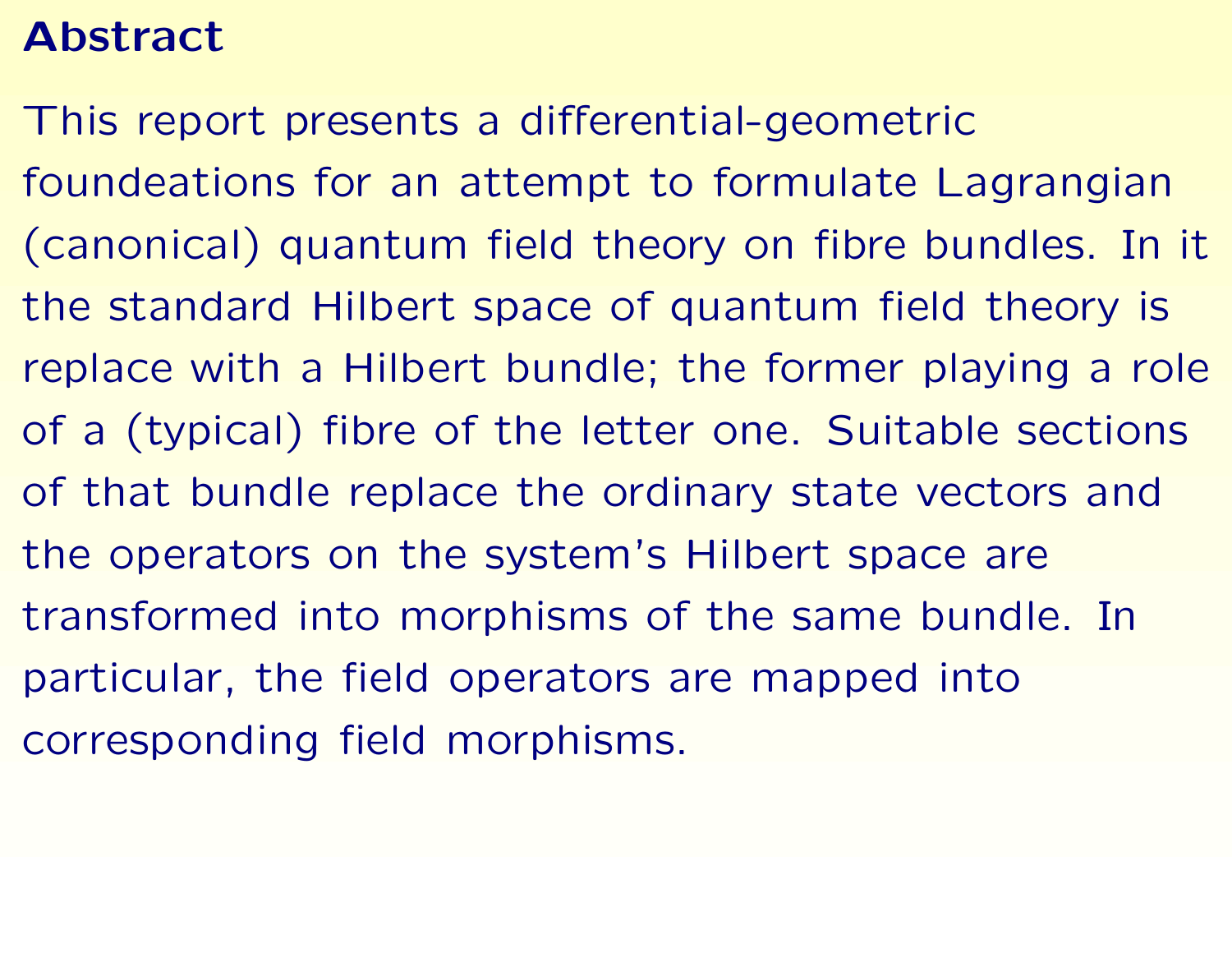## Abstract

This report presents a differential-geometric foundeations for an attempt to formulate Lagrangian (canonical) quantum field theory on fibre bundles. In it the standard Hilbert space of quantum field theory is replace with a Hilbert bundle; the former playing a role of a (typical) fibre of the letter one. Suitable sections of that bundle replace the ordinary state vectors and the operators on the system's Hilbert space are transformed into morphisms of the same bundle. In particular, the field operators are mapped into corresponding field morphisms.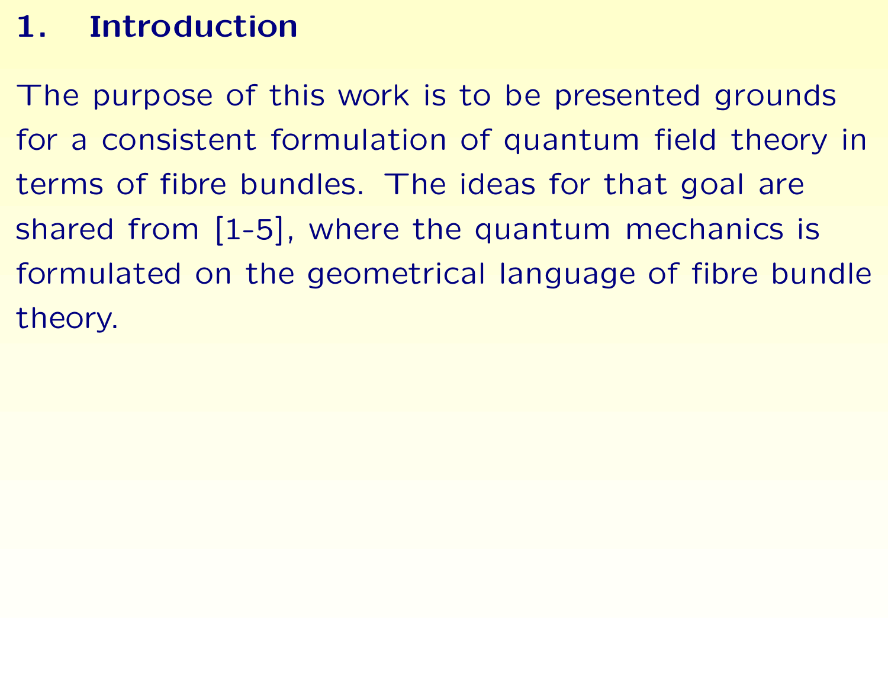# 1. Introduction

The purpose of this work is to be presented grounds for a consistent formulation of quantum field theory in terms of fibre bundles. The ideas for that goal are shared from [1-5], where the quantum mechanics is formulated on the geometrical language of fibre bundle theory.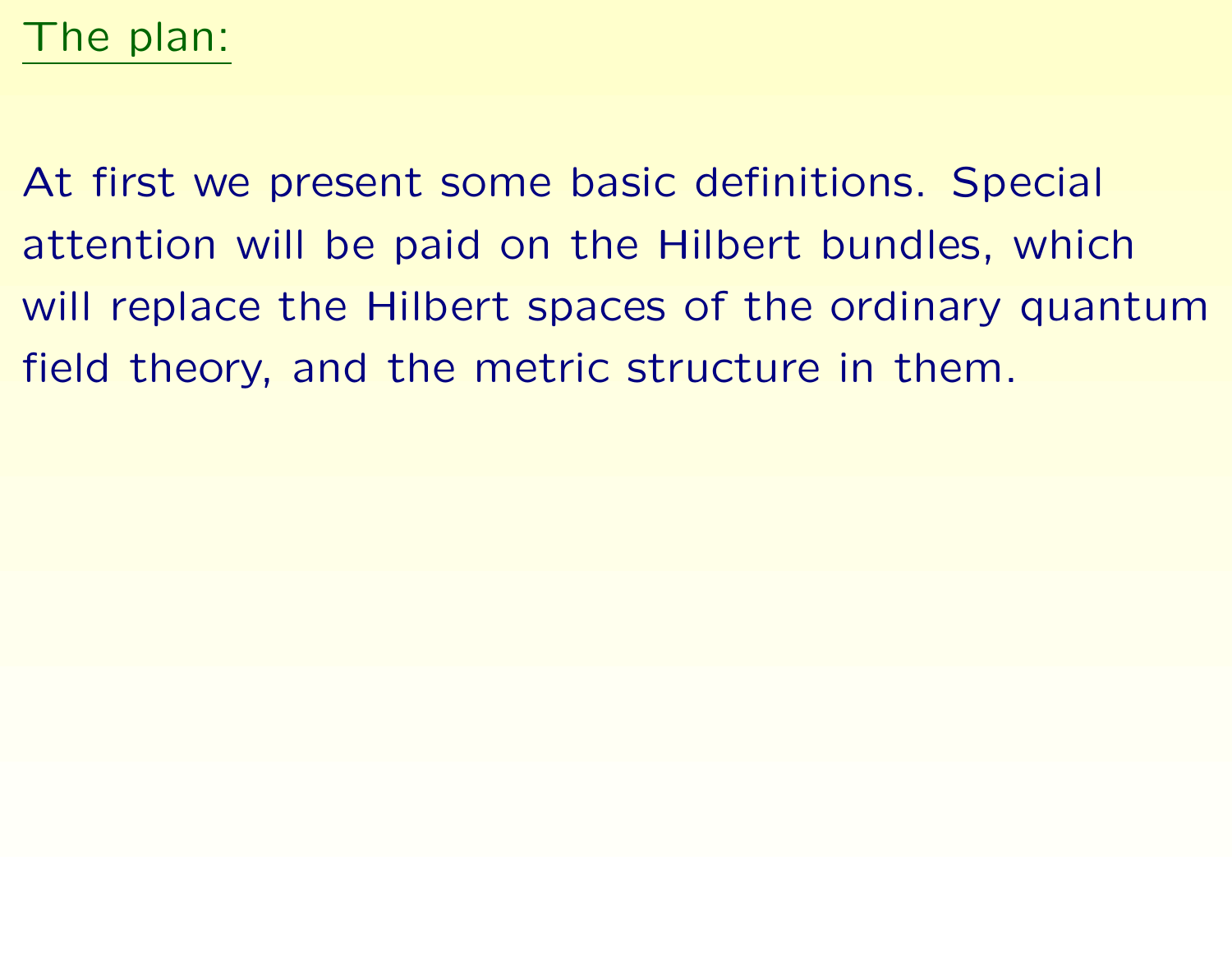## The plan:

At first we present some basic definitions. Special attention will be paid on the Hilbert bundles, which will replace the Hilbert spaces of the ordinary quantum field theory, and the metric structure in them.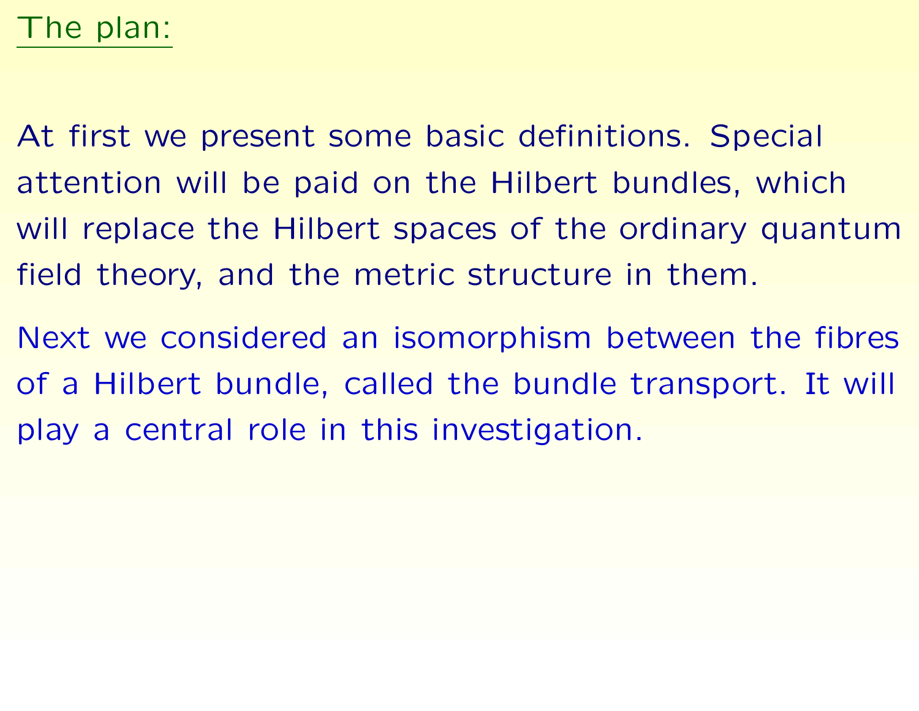## The plan:

At first we present some basic definitions. Special attention will be paid on the Hilbert bundles, which will replace the Hilbert spaces of the ordinary quantum field theory, and the metric structure in them.

Next we considered an isomorphism between the fibres of a Hilbert bundle, called the bundle transport. It will play a central role in this investigation.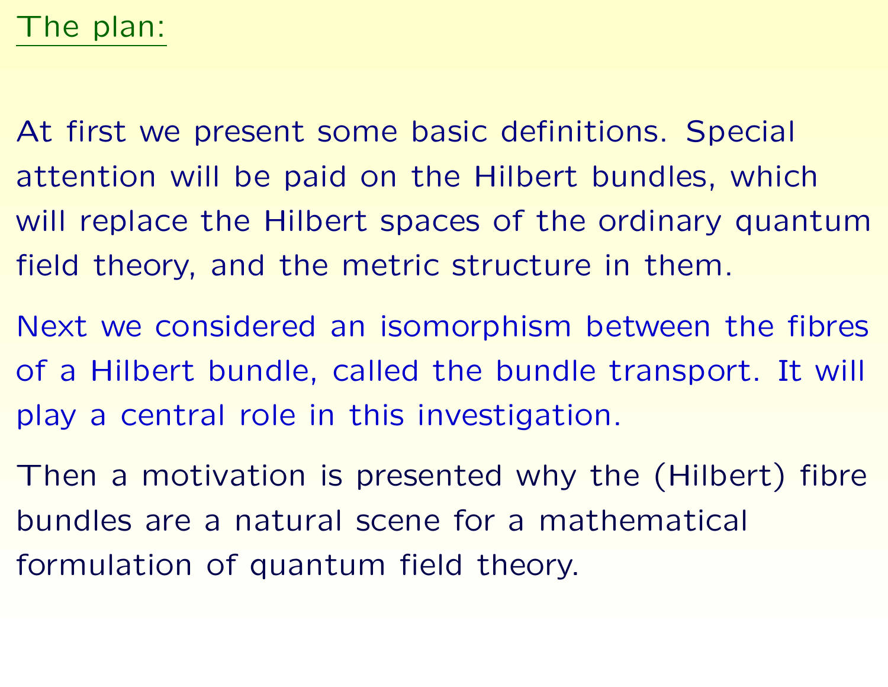## The plan:

At first we present some basic definitions. Special attention will be paid on the Hilbert bundles, which will replace the Hilbert spaces of the ordinary quantum field theory, and the metric structure in them.

Next we considered an isomorphism between the fibres of a Hilbert bundle, called the bundle transport. It will play a central role in this investigation.

Then a motivation is presented why the (Hilbert) fibre bundles are a natural scene for a mathematical formulation of quantum field theory.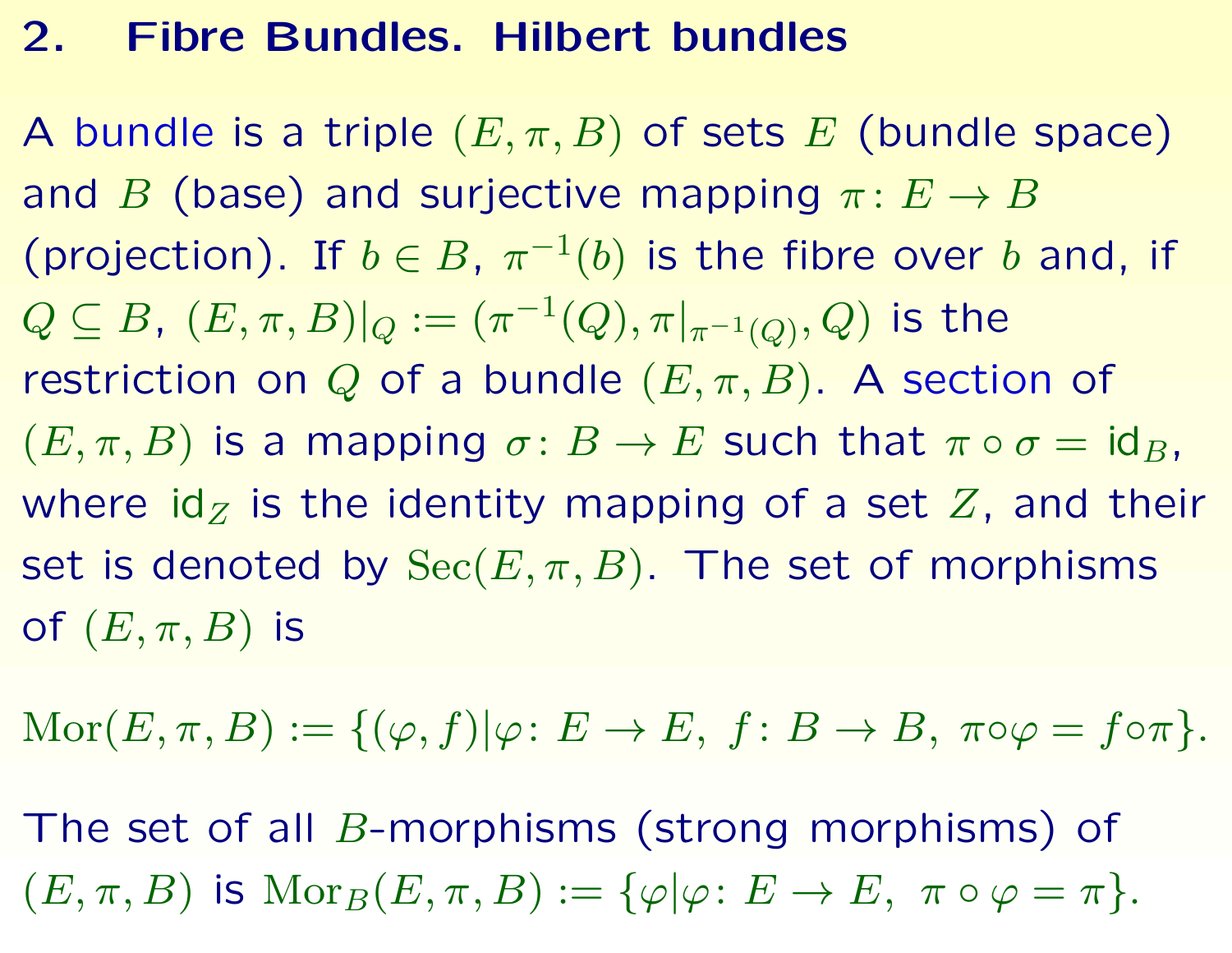## 2. Fibre Bundles. Hilbert bundles

A bundle is a triple $(E, \pi, B)$ of sets $E$ (bundle space) and $B$ (base) and surjective mapping $\pi \colon E \to B$ (projection). If $b \in B$, $\pi^{-1}(b)$ is the fibre over $b$ and, if $Q \subseteq B$, $(E, \pi, B)|_Q := (\pi^{-1}(Q), \pi|_{\pi^{-1}(Q)}, Q)$ is the restriction on $Q$ of a bundle $(E, \pi, B)$. A section of $(E, \pi, B)$ is a mapping $\sigma \colon B \to E$ such that $\pi \circ \sigma = \mathrm{id}_B$, where $\mathrm{id}_Z$ is the identity mapping of a set $Z$, and their set is denoted by $\mathrm{Sec}(E, \pi, B)$. The set of morphisms of $(E, \pi, B)$ is

$$\mathrm{Mor}(E, \pi, B) := \{(\varphi, f) | \varphi \colon E \to E,\ f \colon B \to B,\ \pi \circ \varphi = f \circ \pi\}.$$

The set of all $B$-morphisms (strong morphisms) of $(E, \pi, B)$ is $\mathrm{Mor}_B(E, \pi, B) := \{\varphi | \varphi \colon E \to E,\ \pi \circ \varphi = \pi\}$.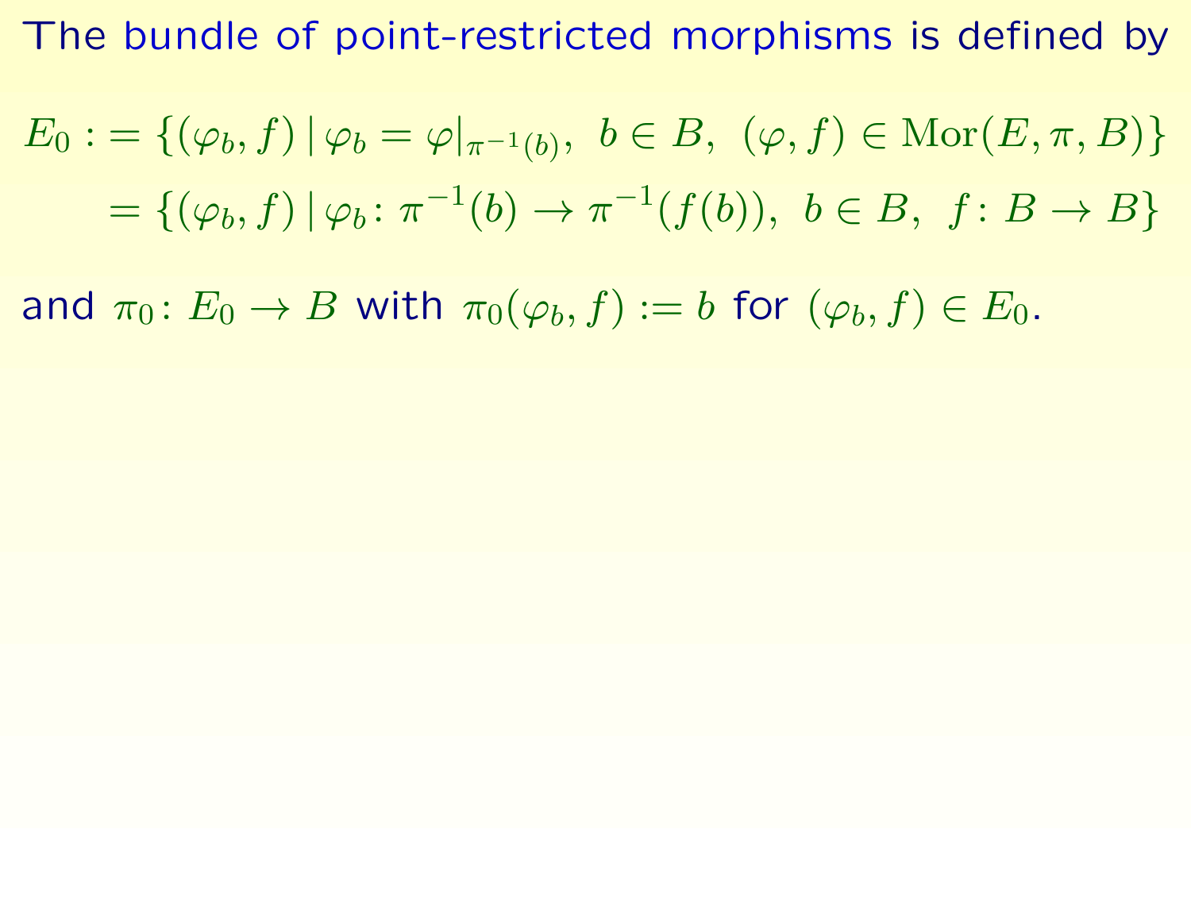The bundle of point-restricted morphisms is defined by

$$
\begin{aligned}
E_0 := & \{(\varphi_b, f) \mid \varphi_b = \varphi|_{\pi^{-1}(b)},\ b \in B,\ (\varphi, f) \in \mathrm{Mor}(E, \pi, B)\} \\
= & \{(\varphi_b, f) \mid \varphi_b \colon \pi^{-1}(b) \to \pi^{-1}(f(b)),\ b \in B,\ f \colon B \to B\}
\end{aligned}
$$

and $\pi_0 \colon E_0 \to B$ with $\pi_0(\varphi_b, f) := b$ for $(\varphi_b, f) \in E_0$.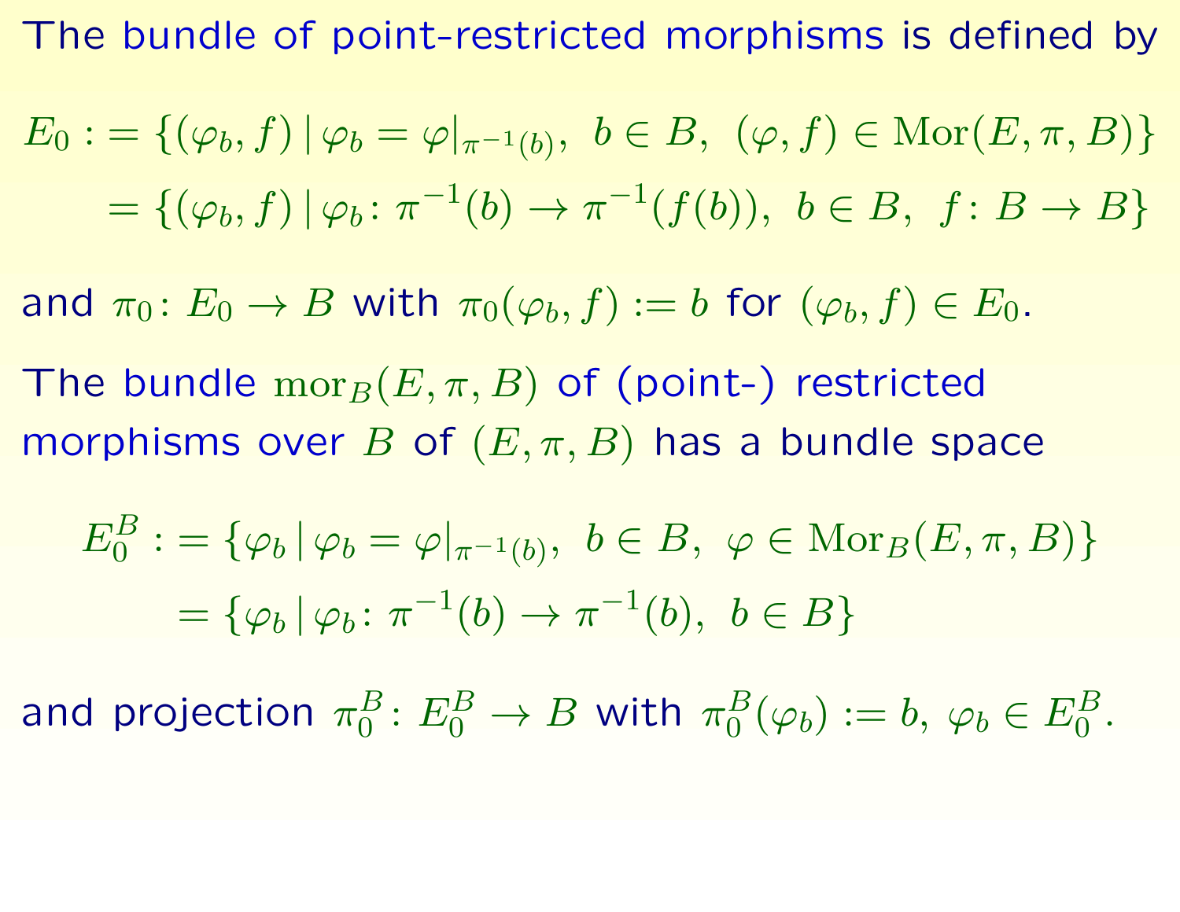The bundle of point-restricted morphisms is defined by

$$
\begin{aligned}
E_0 :&= \{(\varphi_b, f) \,|\, \varphi_b = \varphi|_{\pi^{-1}(b)},\ b \in B,\ (\varphi, f) \in \mathrm{Mor}(E, \pi, B)\} \\
&= \{(\varphi_b, f) \,|\, \varphi_b \colon \pi^{-1}(b) \to \pi^{-1}(f(b)),\ b \in B,\ f \colon B \to B\}
\end{aligned}
$$

and $\pi_0 \colon E_0 \to B$ with $\pi_0(\varphi_b, f) := b$ for $(\varphi_b, f) \in E_0$.

The bundle $\mathrm{mor}_B(E, \pi, B)$ of (point-) restricted morphisms over $B$ of $(E, \pi, B)$ has a bundle space

$$
\begin{aligned}
E_0^B :&= \{\varphi_b \,|\, \varphi_b = \varphi|_{\pi^{-1}(b)},\ b \in B,\ \varphi \in \mathrm{Mor}_B(E, \pi, B)\} \\
&= \{\varphi_b \,|\, \varphi_b \colon \pi^{-1}(b) \to \pi^{-1}(b),\ b \in B\}
\end{aligned}
$$

and projection $\pi_0^B \colon E_0^B \to B$ with $\pi_0^B(\varphi_b) := b$, $\varphi_b \in E_0^B$.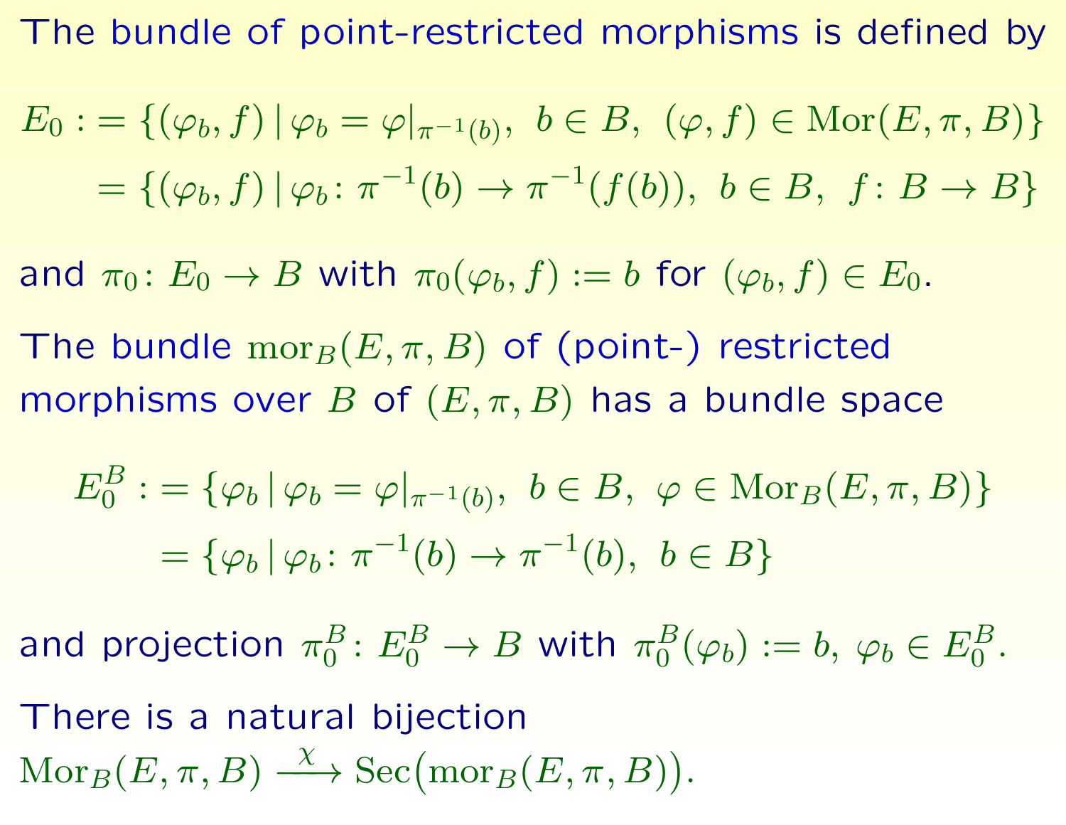The bundle of point-restricted morphisms is defined by

$$
\begin{aligned}
E_0 &:= \{(\varphi_b, f) \,|\, \varphi_b = \varphi|_{\pi^{-1}(b)},\ b \in B,\ (\varphi, f) \in \mathrm{Mor}(E, \pi, B)\} \\
&= \{(\varphi_b, f) \,|\, \varphi_b \colon \pi^{-1}(b) \to \pi^{-1}(f(b)),\ b \in B,\ f \colon B \to B\}
\end{aligned}
$$

and $\pi_0 \colon E_0 \to B$ with $\pi_0(\varphi_b, f) := b$ for $(\varphi_b, f) \in E_0$.

The bundle $\mathrm{mor}_B(E, \pi, B)$ of (point-) restricted morphisms over $B$ of $(E, \pi, B)$ has a bundle space

$$
\begin{aligned}
E_0^B &:= \{\varphi_b \,|\, \varphi_b = \varphi|_{\pi^{-1}(b)},\ b \in B,\ \varphi \in \mathrm{Mor}_B(E, \pi, B)\} \\
&= \{\varphi_b \,|\, \varphi_b \colon \pi^{-1}(b) \to \pi^{-1}(b),\ b \in B\}
\end{aligned}
$$

and projection $\pi_0^B \colon E_0^B \to B$ with $\pi_0^B(\varphi_b) := b$, $\varphi_b \in E_0^B$.

There is a natural bijection $\mathrm{Mor}_B(E, \pi, B) \xrightarrow{\chi} \mathrm{Sec}\big(\mathrm{mor}_B(E, \pi, B)\big)$.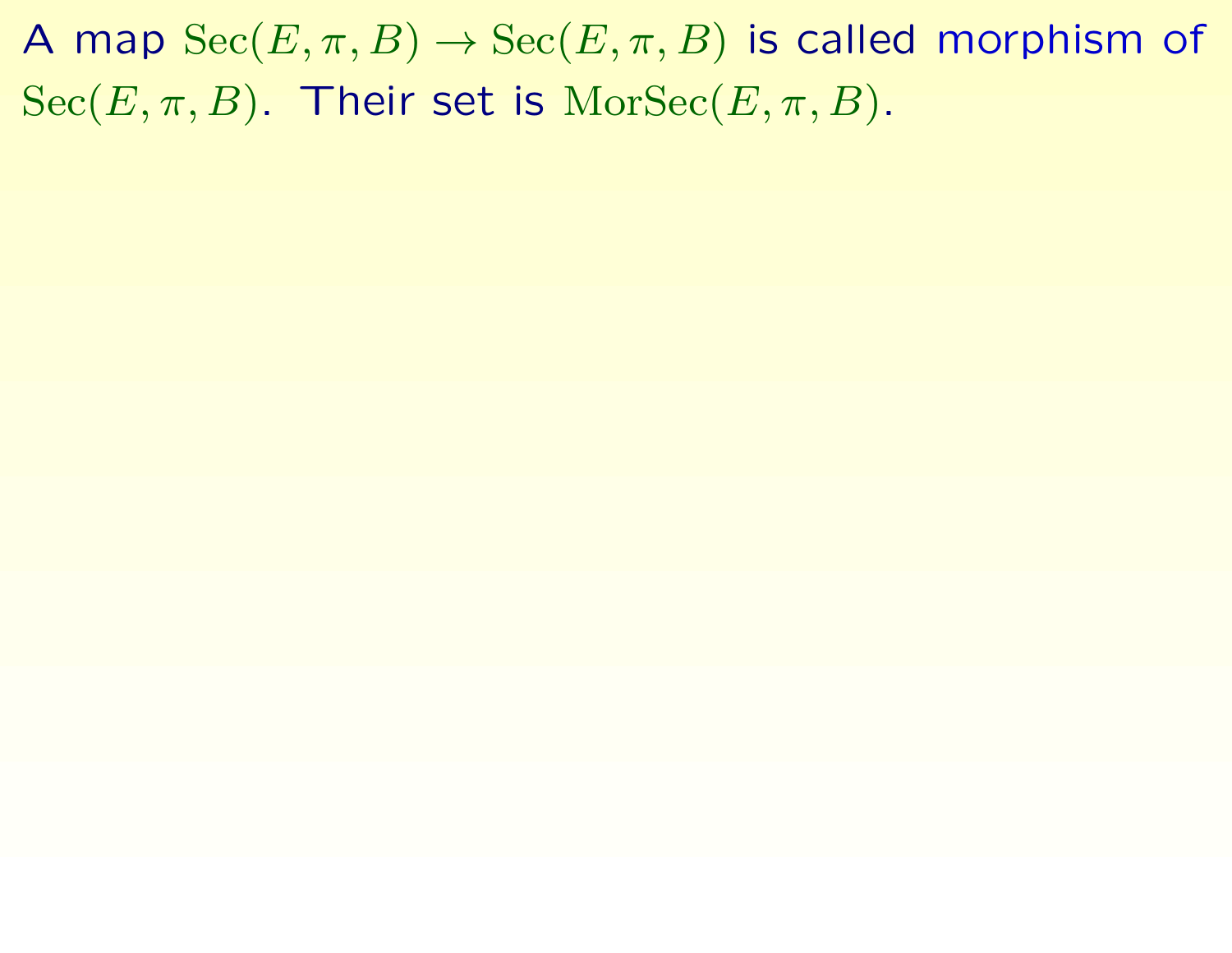A map $\mathrm{Sec}(E, \pi, B) \to \mathrm{Sec}(E, \pi, B)$ is called morphism of $\mathrm{Sec}(E, \pi, B)$. Their set is $\mathrm{MorSec}(E, \pi, B)$.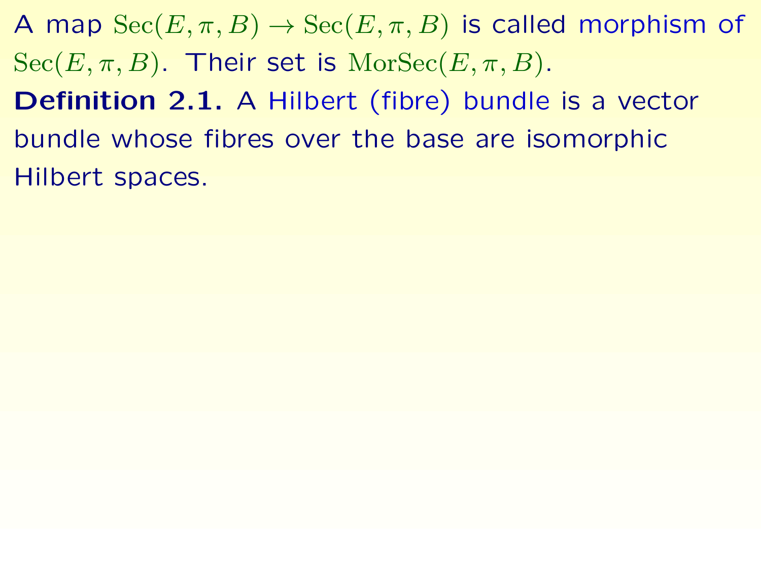A map $\mathrm{Sec}(E, \pi, B) \to \mathrm{Sec}(E, \pi, B)$ is called morphism of $\mathrm{Sec}(E, \pi, B)$. Their set is $\mathrm{MorSec}(E, \pi, B)$.

**Definition 2.1.** A Hilbert (fibre) bundle is a vector bundle whose fibres over the base are isomorphic Hilbert spaces.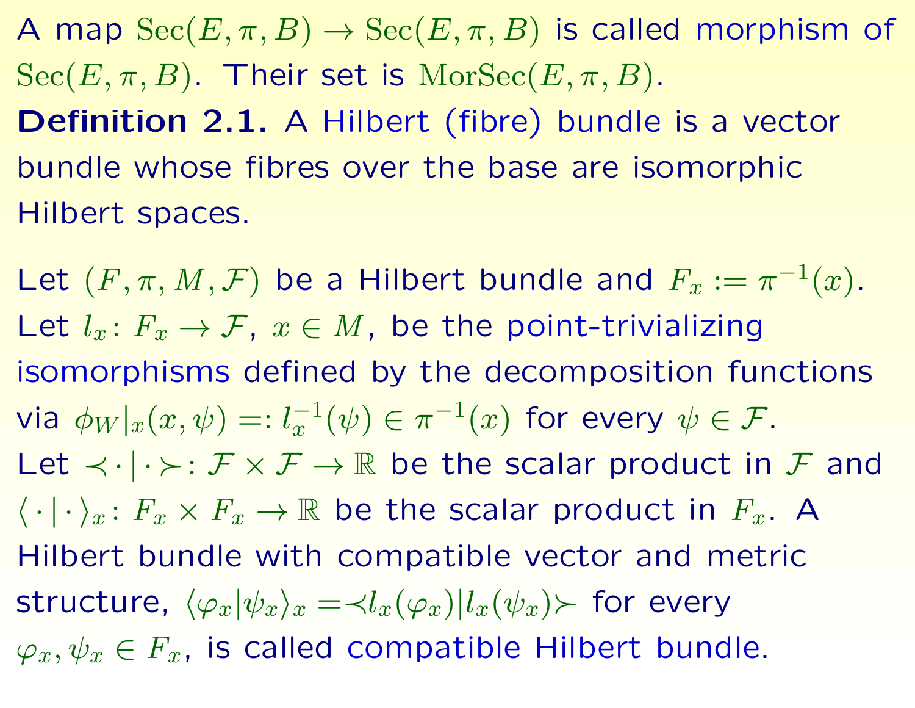A map $\mathrm{Sec}(E, \pi, B) \to \mathrm{Sec}(E, \pi, B)$ is called morphism of $\mathrm{Sec}(E, \pi, B)$. Their set is $\mathrm{MorSec}(E, \pi, B)$.

**Definition 2.1.** A Hilbert (fibre) bundle is a vector bundle whose fibres over the base are isomorphic Hilbert spaces.

Let $(F, \pi, M, \mathcal{F})$ be a Hilbert bundle and $F_x := \pi^{-1}(x)$. Let $l_x \colon F_x \to \mathcal{F}$, $x \in M$, be the point-trivializing isomorphisms defined by the decomposition functions via $\phi_W|_x(x, \psi) =: l_x^{-1}(\psi) \in \pi^{-1}(x)$ for every $\psi \in \mathcal{F}$. Let $\prec\cdot|\cdot\succ \colon \mathcal{F} \times \mathcal{F} \to \mathbb{R}$ be the scalar product in $\mathcal{F}$ and $\langle\cdot|\cdot\rangle_x \colon F_x \times F_x \to \mathbb{R}$ be the scalar product in $F_x$. A Hilbert bundle with compatible vector and metric structure, $\langle\varphi_x|\psi_x\rangle_x = \prec l_x(\varphi_x)|l_x(\psi_x)\succ$ for every $\varphi_x, \psi_x \in F_x$, is called compatible Hilbert bundle.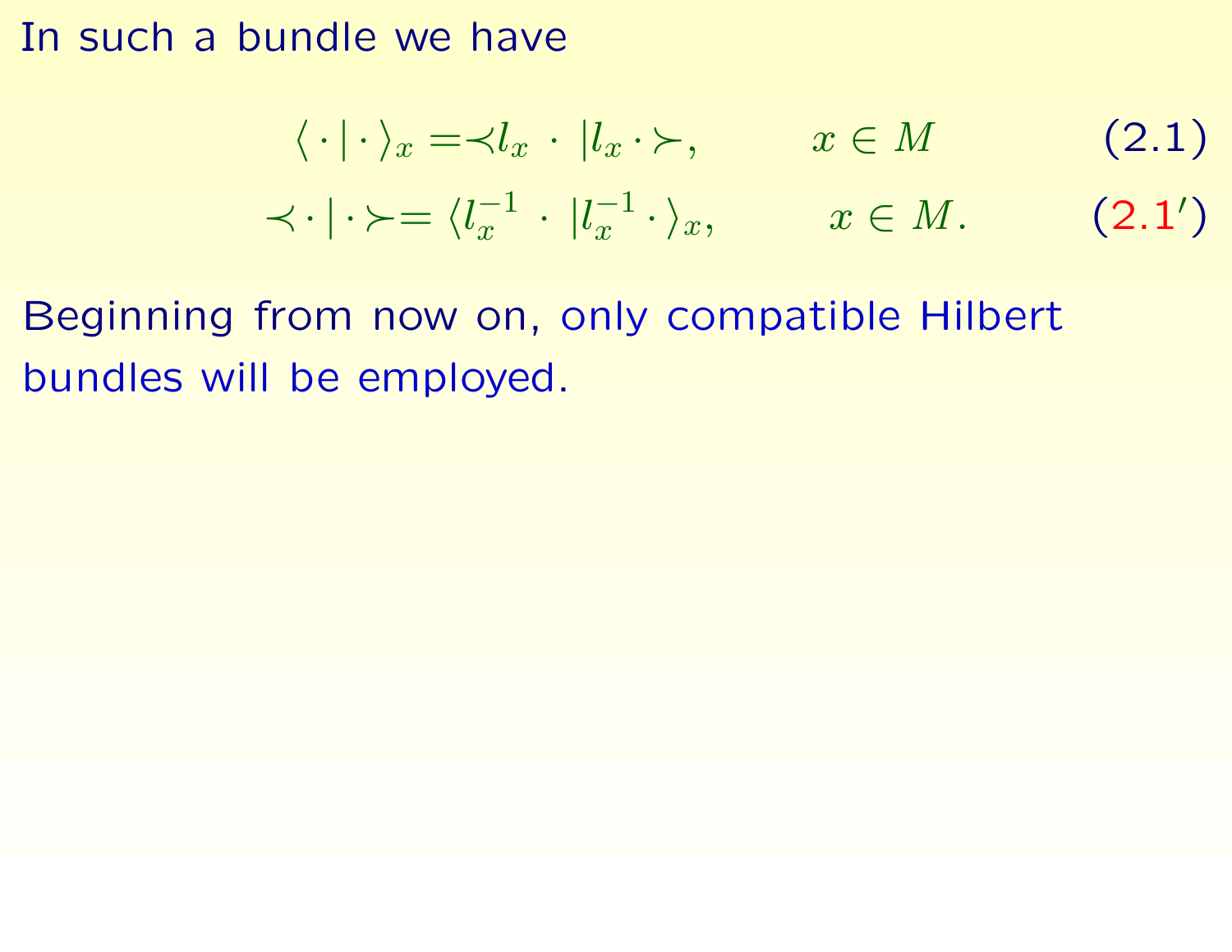In such a bundle we have

$$\langle \cdot | \cdot \rangle_x = \prec l_x \cdot | l_x \cdot \succ, \qquad x \in M \tag{2.1}$$

$$\prec \cdot | \cdot \succ = \langle l_x^{-1} \cdot | l_x^{-1} \cdot \rangle_x, \qquad x \in M. \tag{2.1$'$}$$

Beginning from now on, only compatible Hilbert bundles will be employed.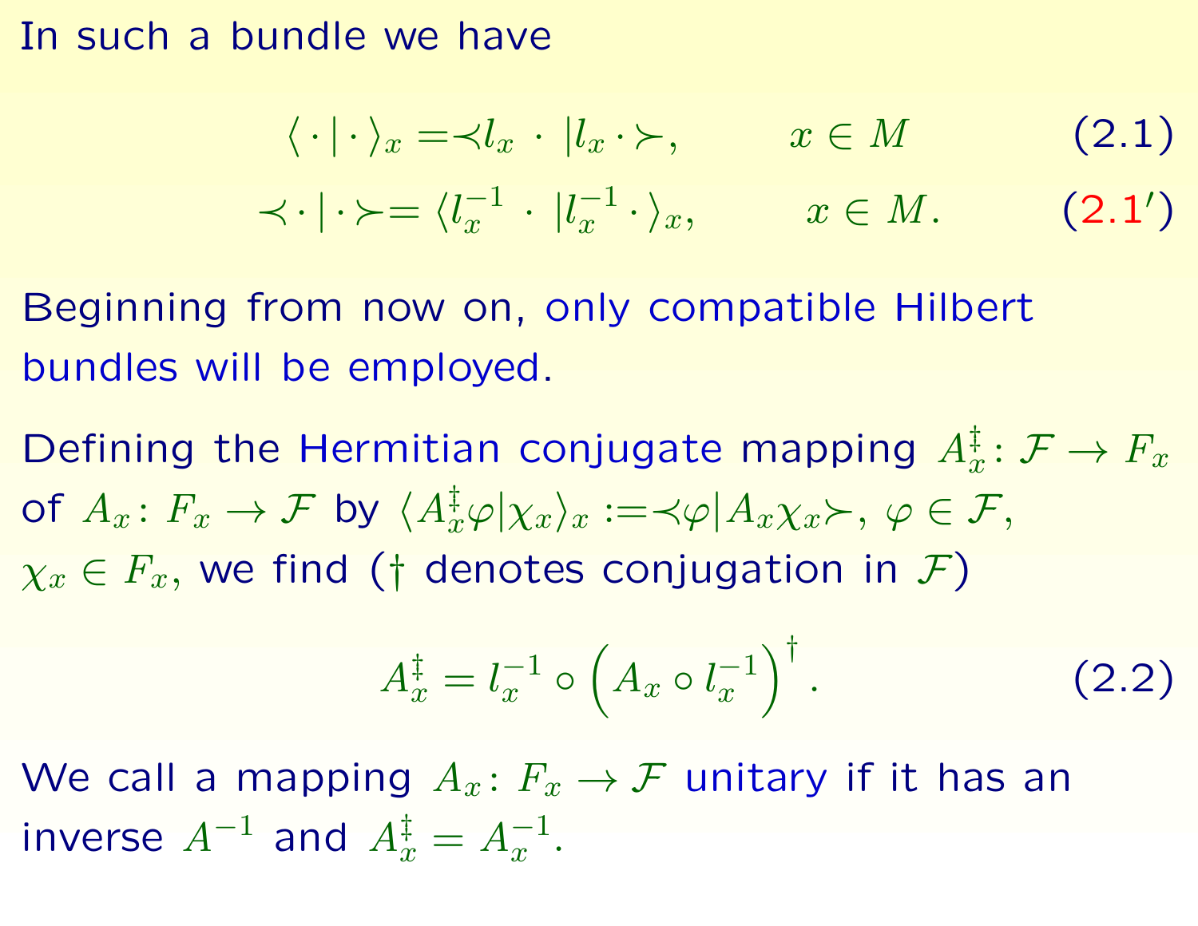In such a bundle we have

$$\langle \cdot | \cdot \rangle_x = \prec l_x \cdot | l_x \cdot \succ, \qquad x \in M \tag{2.1}$$

$$\prec \cdot | \cdot \succ = \langle l_x^{-1} \cdot | l_x^{-1} \cdot \rangle_x, \qquad x \in M. \tag{2.1$'$}$$

Beginning from now on, only compatible Hilbert bundles will be employed.

Defining the Hermitian conjugate mapping $A_x^{\ddagger} \colon \mathcal{F} \to F_x$ of $A_x \colon F_x \to \mathcal{F}$ by $\langle A_x^{\ddagger} \varphi | \chi_x \rangle_x := \prec \varphi | A_x \chi_x \succ$, $\varphi \in \mathcal{F}$, $\chi_x \in F_x$, we find ($\dagger$ denotes conjugation in $\mathcal{F}$)

$$A_x^{\ddagger} = l_x^{-1} \circ \left( A_x \circ l_x^{-1} \right)^{\dagger}. \tag{2.2}$$

We call a mapping $A_x \colon F_x \to \mathcal{F}$ unitary if it has an inverse $A^{-1}$ and $A_x^{\ddagger} = A_x^{-1}$.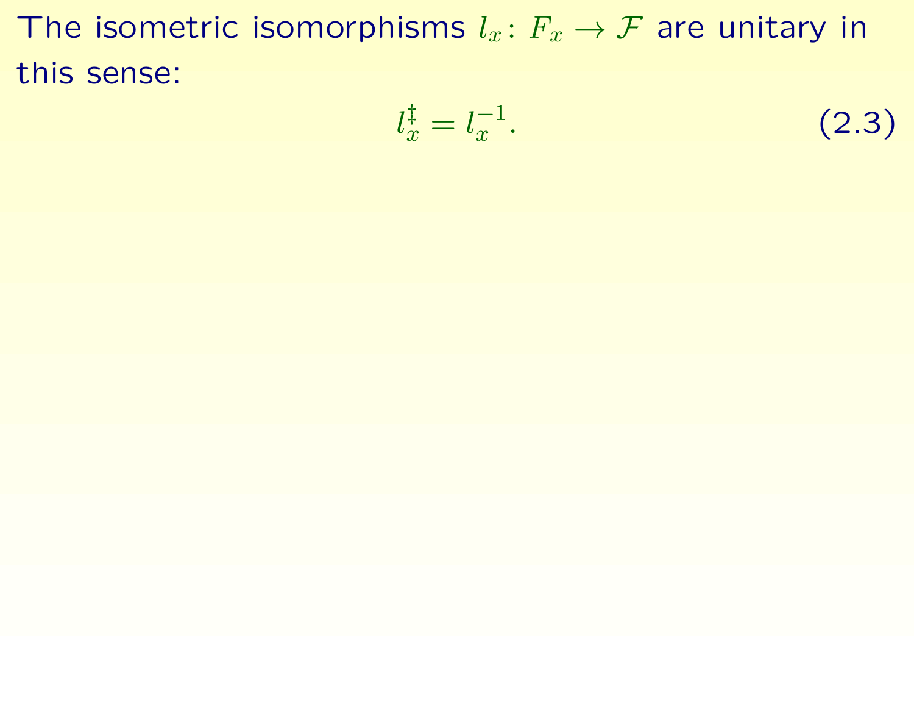The isometric isomorphisms $l_x \colon F_x \to \mathcal{F}$ are unitary in this sense:

$$l_x^{\ddagger} = l_x^{-1}. \tag{2.3}$$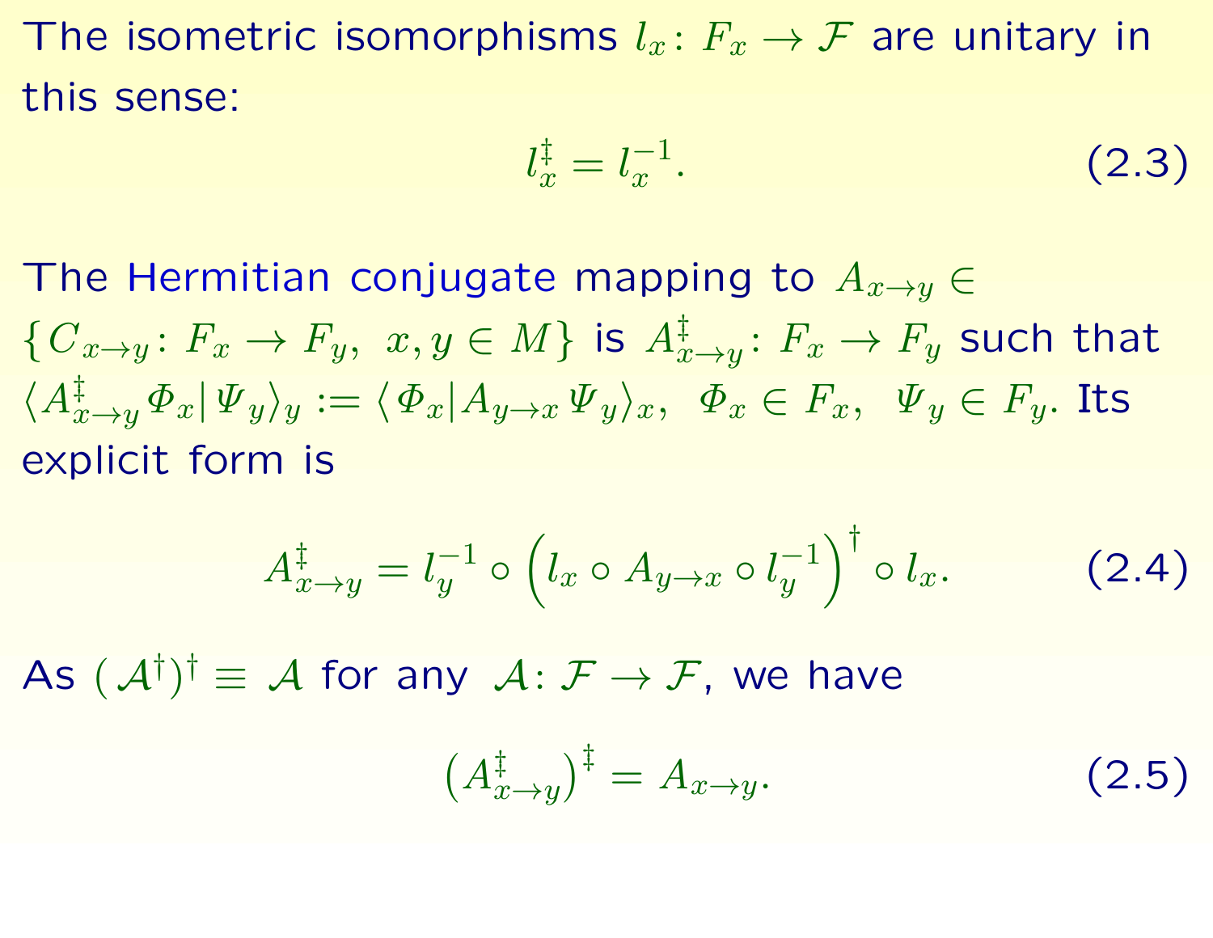The isometric isomorphisms $l_x \colon F_x \to \mathcal{F}$ are unitary in this sense:

$$l_x^{\ddagger} = l_x^{-1}. \tag{2.3}$$

The Hermitian conjugate mapping to $A_{x\to y} \in \{C_{x\to y} \colon F_x \to F_y,\ x, y \in M\}$ is $A^{\ddagger}_{x\to y} \colon F_x \to F_y$ such that $\langle A^{\ddagger}_{x\to y} \varPhi_x | \varPsi_y \rangle_y := \langle \varPhi_x | A_{y\to x} \varPsi_y \rangle_x,\ \ \varPhi_x \in F_x,\ \ \varPsi_y \in F_y$. Its explicit form is

$$A^{\ddagger}_{x\to y} = l_y^{-1} \circ \Big( l_x \circ A_{y\to x} \circ l_y^{-1} \Big)^{\dagger} \circ l_x. \tag{2.4}$$

As $(\mathcal{A}^{\dagger})^{\dagger} \equiv \mathcal{A}$ for any $\mathcal{A} \colon \mathcal{F} \to \mathcal{F}$, we have

$$\big( A^{\ddagger}_{x\to y} \big)^{\ddagger} = A_{x\to y}. \tag{2.5}$$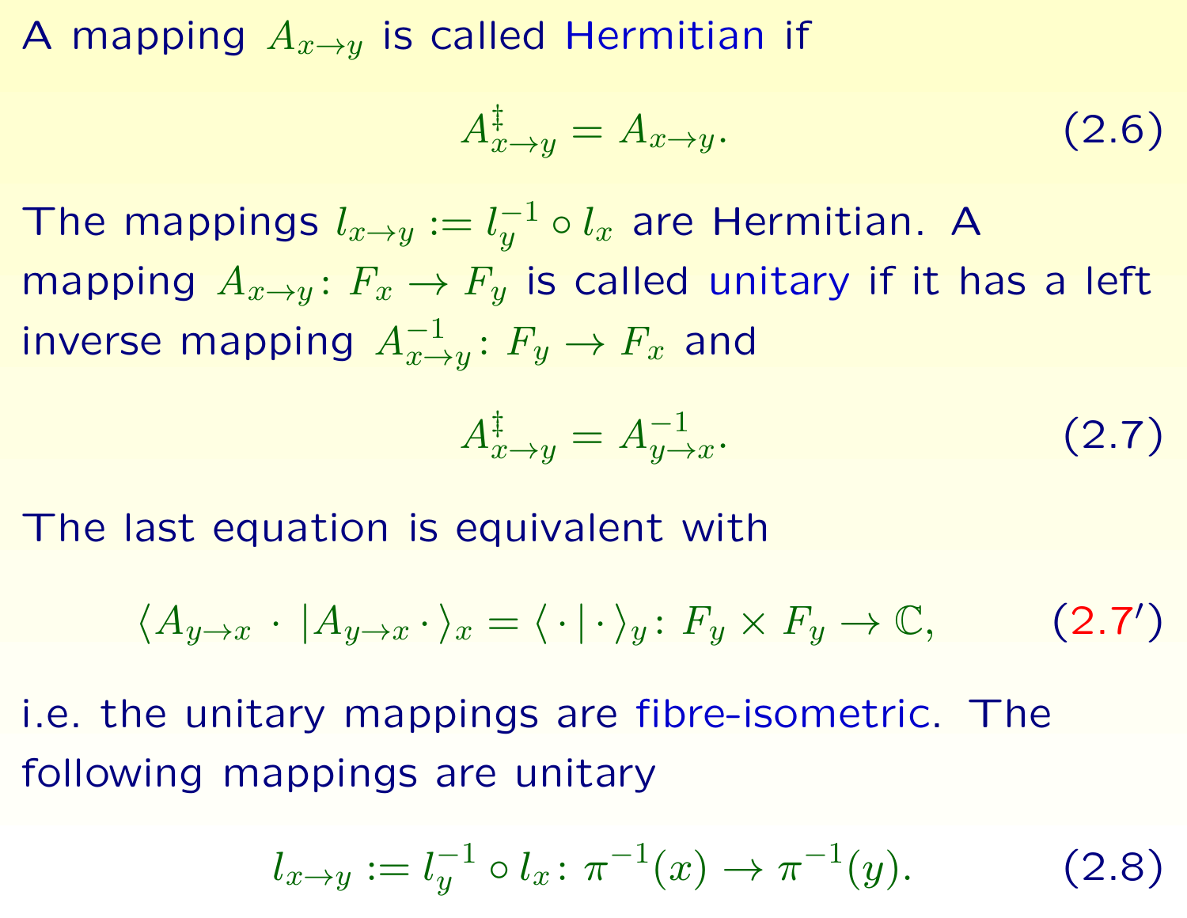A mapping $A_{x\to y}$ is called Hermitian if

$$A^{\ddagger}_{x\to y} = A_{x\to y}. \tag{2.6}$$

The mappings $l_{x\to y} := l_y^{-1} \circ l_x$ are Hermitian. A mapping $A_{x\to y}\colon F_x \to F_y$ is called unitary if it has a left inverse mapping $A^{-1}_{x\to y}\colon F_y \to F_x$ and

$$A^{\ddagger}_{x\to y} = A^{-1}_{y\to x}. \tag{2.7}$$

The last equation is equivalent with

$$\langle A_{y\to x} \cdot | A_{y\to x} \cdot \rangle_x = \langle \cdot | \cdot \rangle_y \colon F_y \times F_y \to \mathbb{C}, \tag{2.7$'$}$$

i.e. the unitary mappings are fibre-isometric. The following mappings are unitary

$$l_{x\to y} := l_y^{-1} \circ l_x \colon \pi^{-1}(x) \to \pi^{-1}(y). \tag{2.8}$$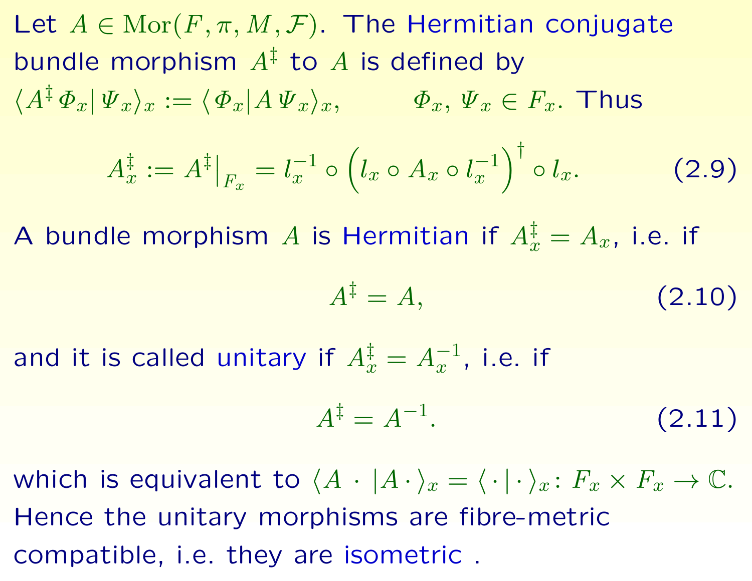Let $A \in \operatorname{Mor}(F, \pi, M, \mathcal{F})$. The Hermitian conjugate bundle morphism $A^{\ddagger}$ to $A$ is defined by $\langle A^{\ddagger} \Phi_x | \Psi_x \rangle_x := \langle \Phi_x | A \Psi_x \rangle_x, \qquad \Phi_x, \Psi_x \in F_x$. Thus

$$A^{\ddagger}_x := A^{\ddagger}\big|_{F_x} = l_x^{-1} \circ \left( l_x \circ A_x \circ l_x^{-1} \right)^{\dagger} \circ l_x. \tag{2.9}$$

A bundle morphism $A$ is Hermitian if $A^{\ddagger}_x = A_x$, i.e. if

$$A^{\ddagger} = A, \tag{2.10}$$

and it is called unitary if $A^{\ddagger}_x = A_x^{-1}$, i.e. if

$$A^{\ddagger} = A^{-1}. \tag{2.11}$$

which is equivalent to $\langle A \,\cdot\, | A \,\cdot \rangle_x = \langle \cdot | \cdot \rangle_x \colon F_x \times F_x \to \mathbb{C}$. Hence the unitary morphisms are fibre-metric compatible, i.e. they are isometric .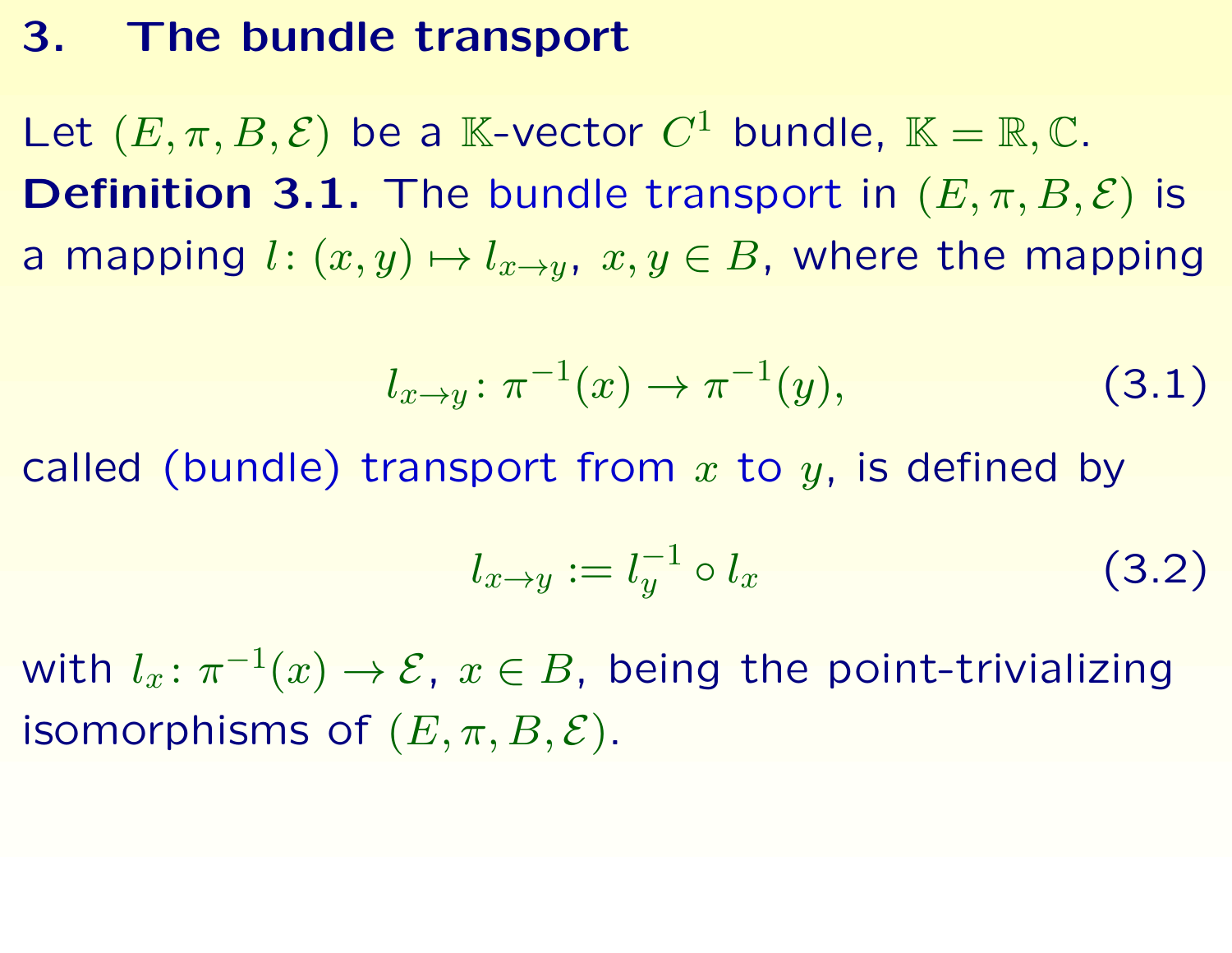# 3. The bundle transport

Let $(E, \pi, B, \mathcal{E})$ be a $\mathbb{K}$-vector $C^1$ bundle, $\mathbb{K} = \mathbb{R}, \mathbb{C}$.

**Definition 3.1.** The bundle transport in $(E, \pi, B, \mathcal{E})$ is a mapping $l\colon (x, y) \mapsto l_{x \to y}$, $x, y \in B$, where the mapping

$$l_{x \to y}\colon \pi^{-1}(x) \to \pi^{-1}(y), \tag{3.1}$$

called (bundle) transport from $x$ to $y$, is defined by

$$l_{x \to y} := l_y^{-1} \circ l_x \tag{3.2}$$

with $l_x\colon \pi^{-1}(x) \to \mathcal{E}$, $x \in B$, being the point-trivializing isomorphisms of $(E, \pi, B, \mathcal{E})$.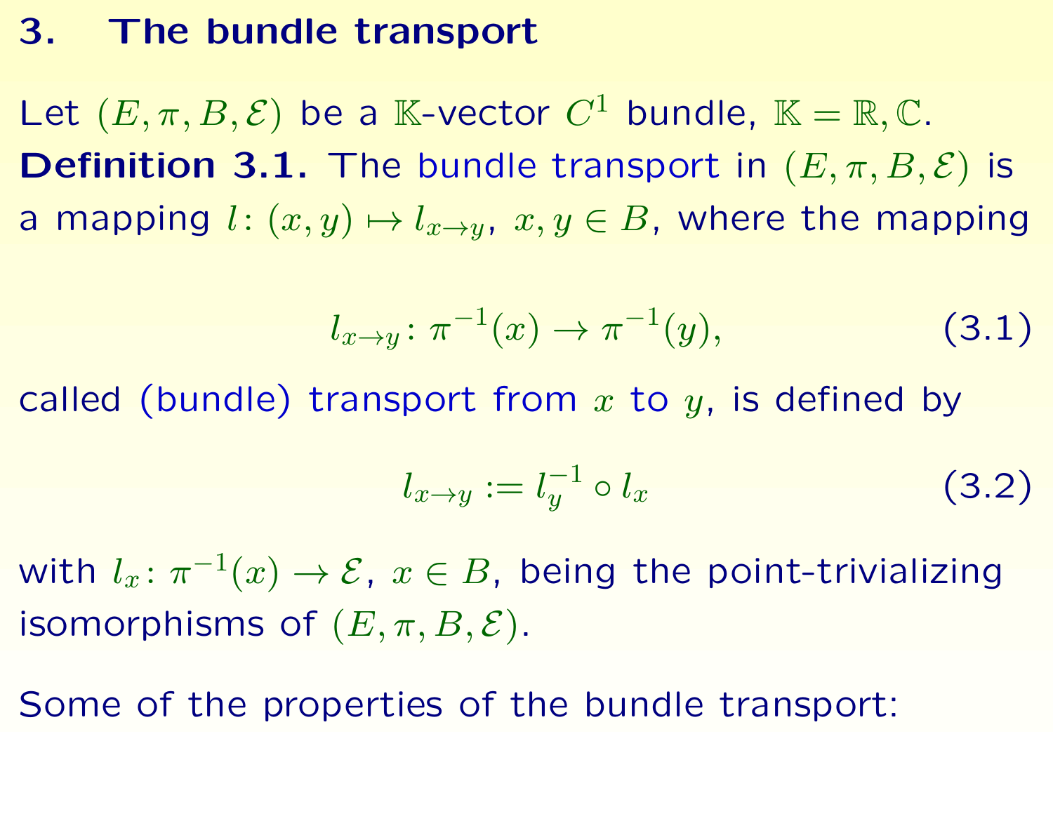# 3. The bundle transport

Let $(E, \pi, B, \mathcal{E})$ be a $\mathbb{K}$-vector $C^1$ bundle, $\mathbb{K} = \mathbb{R}, \mathbb{C}$.

**Definition 3.1.** The bundle transport in $(E, \pi, B, \mathcal{E})$ is a mapping $l\colon (x, y) \mapsto l_{x \to y}$, $x, y \in B$, where the mapping

$$l_{x \to y}\colon \pi^{-1}(x) \to \pi^{-1}(y), \tag{3.1}$$

called (bundle) transport from $x$ to $y$, is defined by

$$l_{x \to y} := l_y^{-1} \circ l_x \tag{3.2}$$

with $l_x\colon \pi^{-1}(x) \to \mathcal{E}$, $x \in B$, being the point-trivializing isomorphisms of $(E, \pi, B, \mathcal{E})$.

Some of the properties of the bundle transport: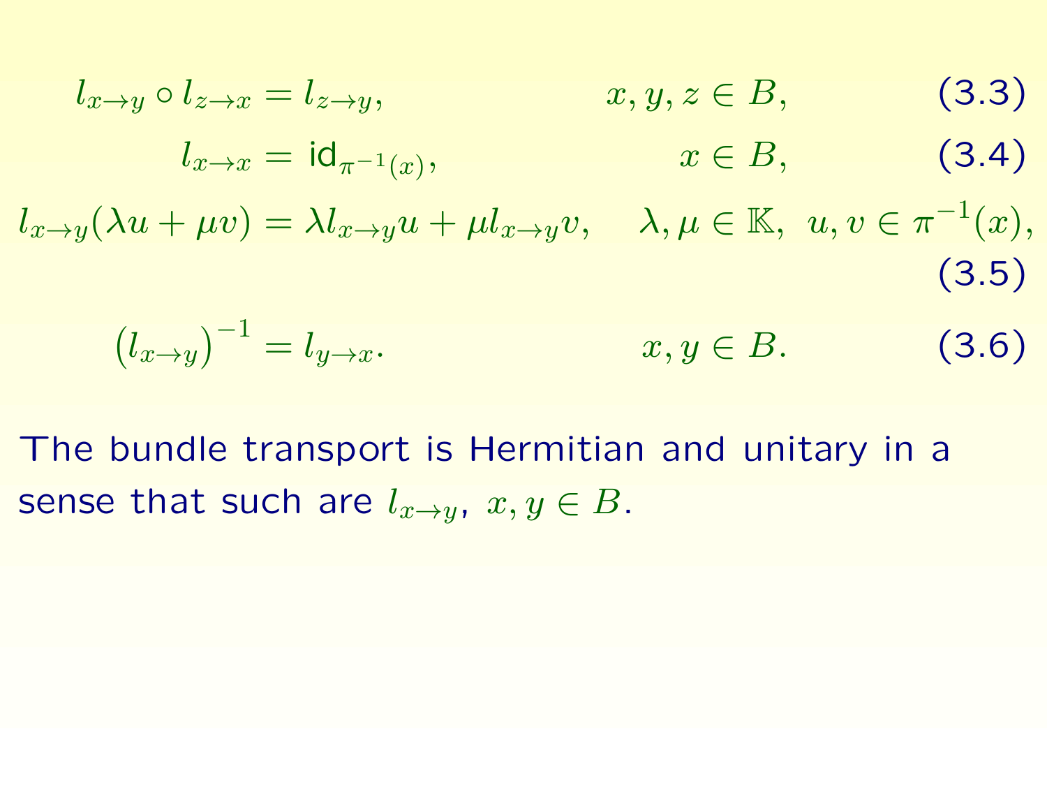$$l_{x\to y} \circ l_{z\to x} = l_{z\to y}, \qquad x, y, z \in B, \tag{3.3}$$

$$l_{x\to x} = \mathsf{id}_{\pi^{-1}(x)}, \qquad x \in B, \tag{3.4}$$

$$l_{x\to y}(\lambda u + \mu v) = \lambda l_{x\to y} u + \mu l_{x\to y} v, \qquad \lambda, \mu \in \mathbb{K},\ u, v \in \pi^{-1}(x), \tag{3.5}$$

$$\left(l_{x\to y}\right)^{-1} = l_{y\to x}. \qquad x, y \in B. \tag{3.6}$$

The bundle transport is Hermitian and unitary in a sense that such are $l_{x\to y}$, $x, y \in B$.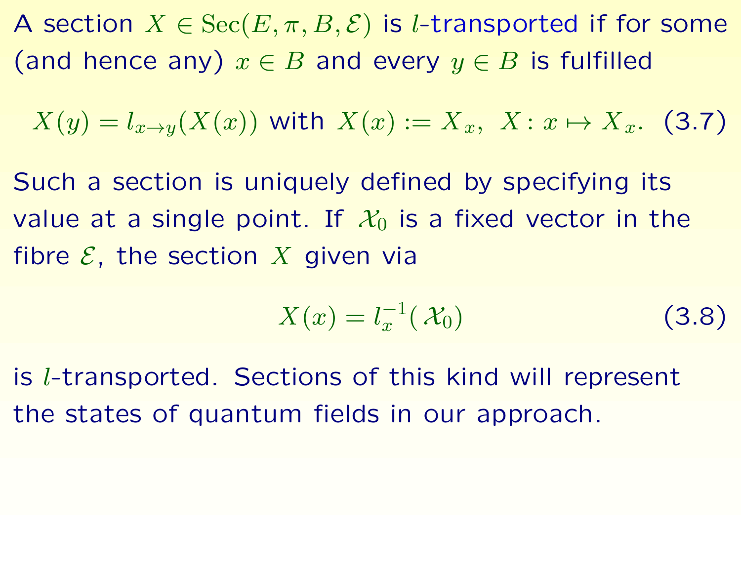A section $X \in \mathrm{Sec}(E, \pi, B, \mathcal{E})$ is *l*-transported if for some (and hence any) $x \in B$ and every $y \in B$ is fulfilled

$$X(y) = l_{x \to y}(X(x)) \text{ with } X(x) := X_x, \; X : x \mapsto X_x. \quad (3.7)$$

Such a section is uniquely defined by specifying its value at a single point. If $\mathcal{X}_0$ is a fixed vector in the fibre $\mathcal{E}$, the section $X$ given via

$$X(x) = l_x^{-1}(\mathcal{X}_0) \quad (3.8)$$

is $l$-transported. Sections of this kind will represent the states of quantum fields in our approach.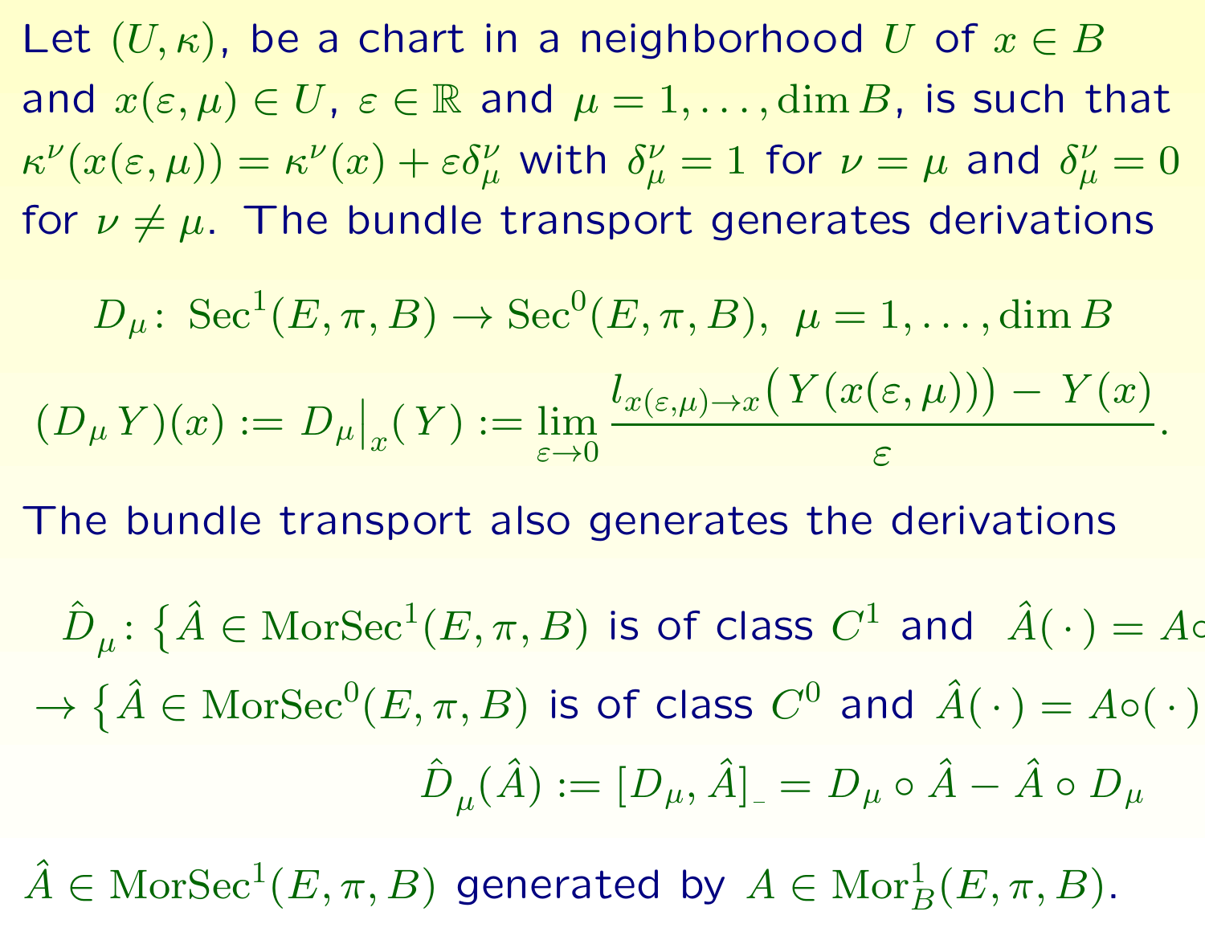Let $(U, \kappa)$, be a chart in a neighborhood $U$ of $x \in B$ and $x(\varepsilon, \mu) \in U$, $\varepsilon \in \mathbb{R}$ and $\mu = 1, \ldots, \dim B$, is such that $\kappa^\nu(x(\varepsilon, \mu)) = \kappa^\nu(x) + \varepsilon \delta^\nu_\mu$ with $\delta^\nu_\mu = 1$ for $\nu = \mu$ and $\delta^\nu_\mu = 0$ for $\nu \neq \mu$. The bundle transport generates derivations

$$D_\mu \colon \operatorname{Sec}^1(E, \pi, B) \to \operatorname{Sec}^0(E, \pi, B), \;\; \mu = 1, \ldots, \dim B$$

$$(D_\mu Y)(x) := D_\mu\big|_x(Y) := \lim_{\varepsilon \to 0} \frac{l_{x(\varepsilon,\mu) \to x}\big(Y(x(\varepsilon, \mu))\big) - Y(x)}{\varepsilon}.$$

The bundle transport also generates the derivations

$$\hat{D}_\mu \colon \{\hat{A} \in \operatorname{MorSec}^1(E, \pi, B) \text{ is of class } C^1 \text{ and } \hat{A}(\,\cdot\,) = A \circ$$

$$\to \{\hat{A} \in \operatorname{MorSec}^0(E, \pi, B) \text{ is of class } C^0 \text{ and } \hat{A}(\,\cdot\,) = A \circ (\,\cdot\,)$$

$$\hat{D}_\mu(\hat{A}) := [D_\mu, \hat{A}]_{\_} = D_\mu \circ \hat{A} - \hat{A} \circ D_\mu$$

$\hat{A} \in \operatorname{MorSec}^1(E, \pi, B)$ generated by $A \in \operatorname{Mor}^1_B(E, \pi, B)$.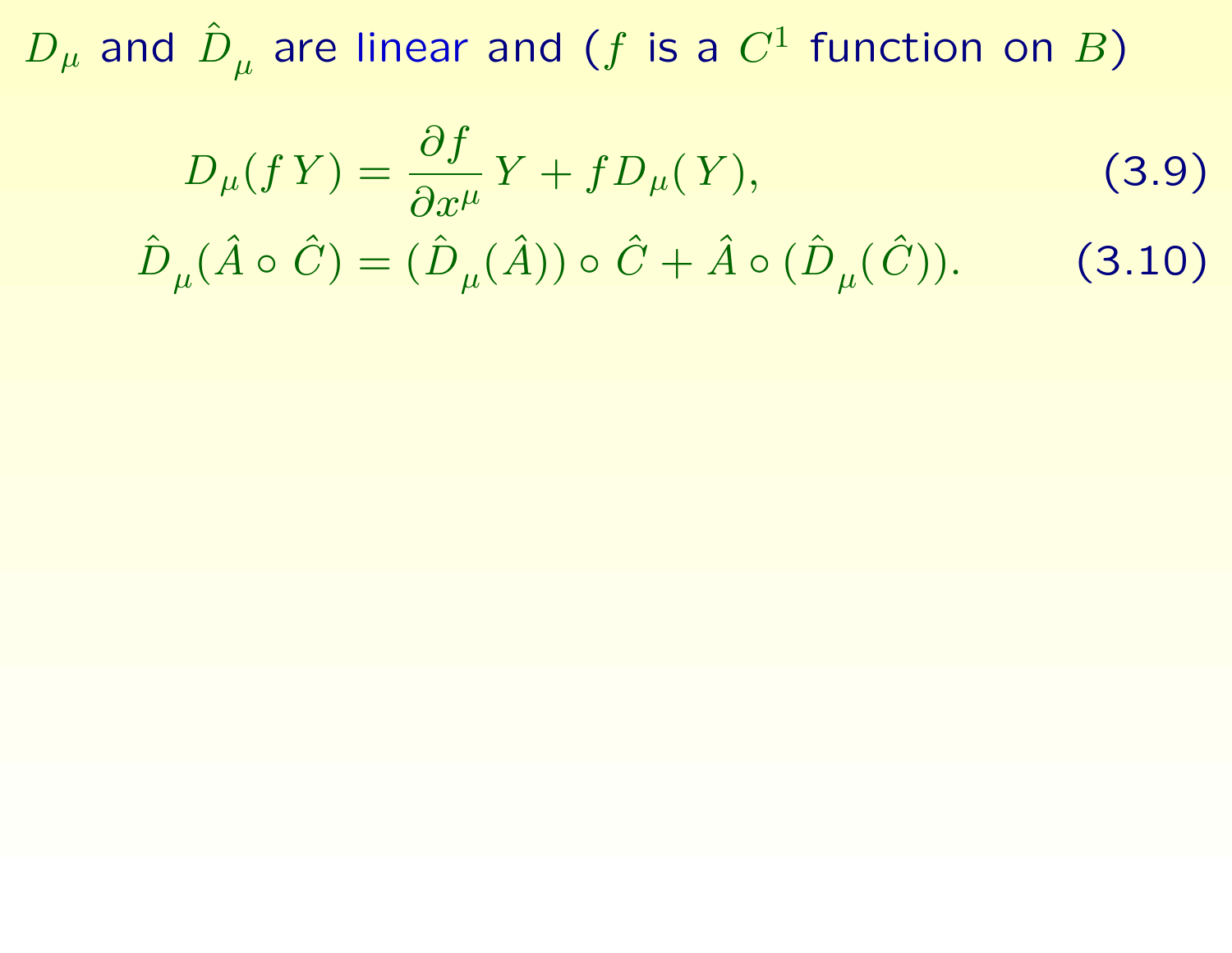$D_\mu$ and $\hat{D}_\mu$ are linear and ($f$ is a $C^1$ function on $B$)

$$D_\mu(f\,Y) = \frac{\partial f}{\partial x^\mu}\,Y + f\,D_\mu(Y), \tag{3.9}$$

$$\hat{D}_\mu(\hat{A} \circ \hat{C}) = (\hat{D}_\mu(\hat{A})) \circ \hat{C} + \hat{A} \circ (\hat{D}_\mu(\hat{C})). \tag{3.10}$$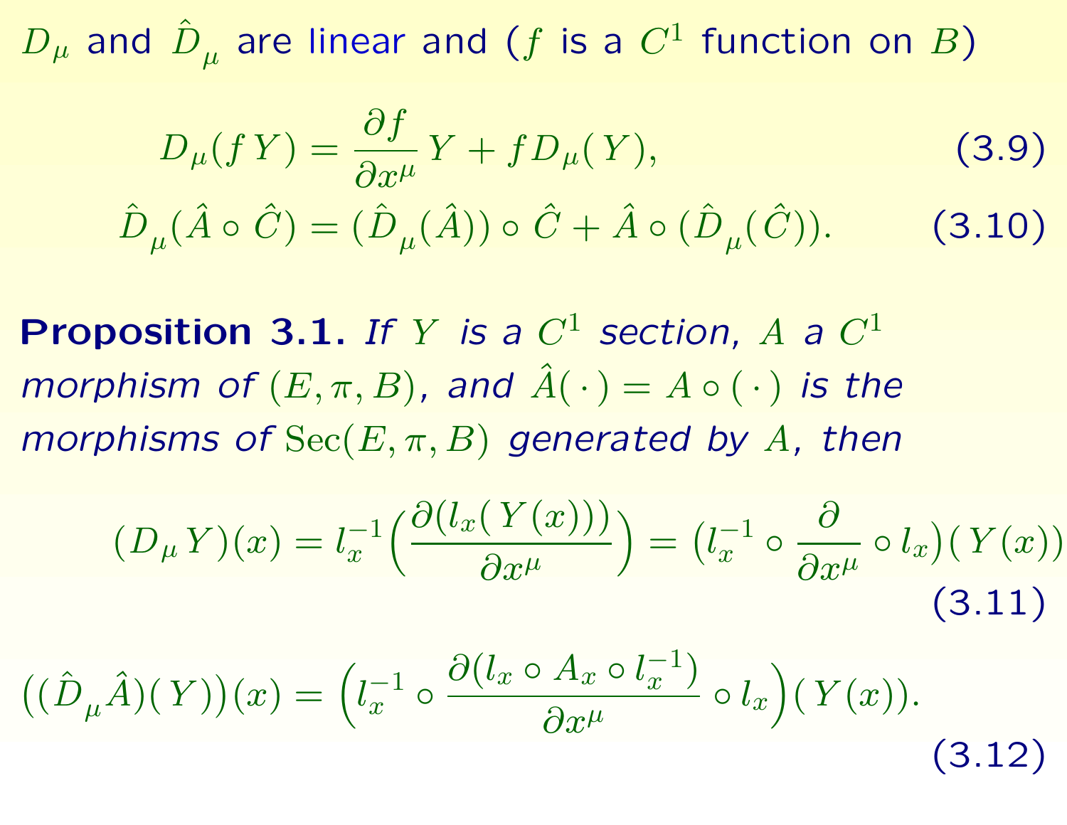$D_\mu$ and $\hat{D}_\mu$ are linear and ($f$ is a $C^1$ function on $B$)

$$D_\mu(f\,Y) = \frac{\partial f}{\partial x^\mu}\,Y + f\,D_\mu(Y), \tag{3.9}$$

$$\hat{D}_\mu(\hat{A} \circ \hat{C}) = (\hat{D}_\mu(\hat{A})) \circ \hat{C} + \hat{A} \circ (\hat{D}_\mu(\hat{C})). \tag{3.10}$$

**Proposition 3.1.** *If $Y$ is a $C^1$ section, $A$ a $C^1$ morphism of $(E, \pi, B)$, and $\hat{A}(\,\cdot\,) = A \circ (\,\cdot\,)$ is the morphisms of $\mathrm{Sec}(E, \pi, B)$ generated by $A$, then*

$$(D_\mu Y)(x) = l_x^{-1}\Big(\frac{\partial(l_x(Y(x)))}{\partial x^\mu}\Big) = \big(l_x^{-1} \circ \frac{\partial}{\partial x^\mu} \circ l_x\big)(Y(x)) \tag{3.11}$$

$$\big((\hat{D}_\mu \hat{A})(Y)\big)(x) = \Big(l_x^{-1} \circ \frac{\partial(l_x \circ A_x \circ l_x^{-1})}{\partial x^\mu} \circ l_x\Big)(Y(x)). \tag{3.12}$$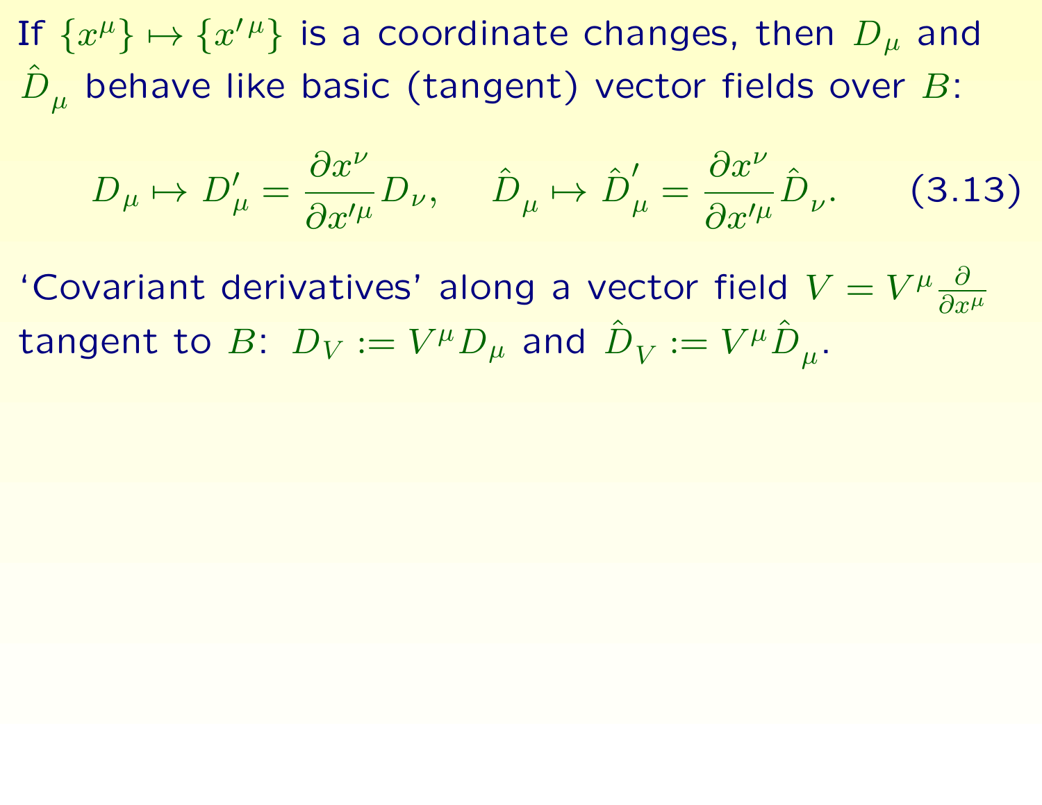If $\{x^\mu\} \mapsto \{x'^\mu\}$ is a coordinate changes, then $D_\mu$ and $\hat{D}_\mu$ behave like basic (tangent) vector fields over $B$:

$$D_\mu \mapsto D'_\mu = \frac{\partial x^\nu}{\partial x'^\mu} D_\nu, \qquad \hat{D}_\mu \mapsto \hat{D}'_\mu = \frac{\partial x^\nu}{\partial x'^\mu} \hat{D}_\nu. \tag{3.13}$$

'Covariant derivatives' along a vector field $V = V^\mu \frac{\partial}{\partial x^\mu}$ tangent to $B$: $D_V := V^\mu D_\mu$ and $\hat{D}_V := V^\mu \hat{D}_\mu$.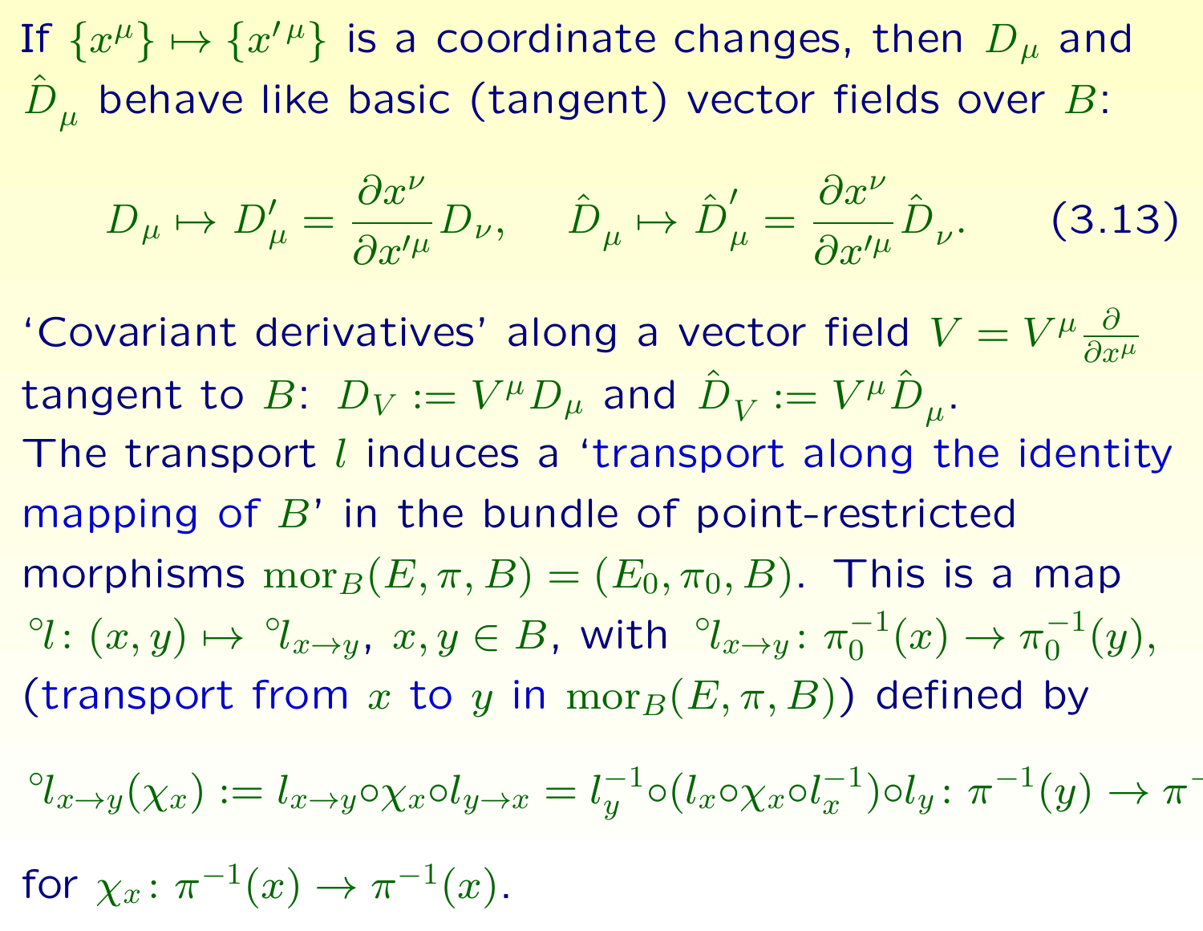If $\{x^\mu\} \mapsto \{x'^\mu\}$ is a coordinate changes, then $D_\mu$ and $\hat{D}_\mu$ behave like basic (tangent) vector fields over $B$:

$$D_\mu \mapsto D'_\mu = \frac{\partial x^\nu}{\partial x'^\mu} D_\nu, \qquad \hat{D}_\mu \mapsto \hat{D}'_\mu = \frac{\partial x^\nu}{\partial x'^\mu} \hat{D}_\nu. \tag{3.13}$$

'Covariant derivatives' along a vector field $V = V^\mu \frac{\partial}{\partial x^\mu}$ tangent to $B$: $D_V := V^\mu D_\mu$ and $\hat{D}_V := V^\mu \hat{D}_\mu$.

The transport $l$ induces a 'transport along the identity mapping of $B$' in the bundle of point-restricted morphisms $\mathrm{mor}_B(E, \pi, B) = (E_0, \pi_0, B)$. This is a map ${}^\circ l \colon (x, y) \mapsto {}^\circ l_{x \to y}$, $x, y \in B$, with ${}^\circ l_{x \to y} \colon \pi_0^{-1}(x) \to \pi_0^{-1}(y)$, (transport from $x$ to $y$ in $\mathrm{mor}_B(E, \pi, B)$) defined by

$${}^\circ l_{x \to y}(\chi_x) := l_{x \to y} \circ \chi_x \circ l_{y \to x} = l_y^{-1} \circ (l_x \circ \chi_x \circ l_x^{-1}) \circ l_y \colon \pi^{-1}(y) \to \pi^{-1}(y)$$

for $\chi_x \colon \pi^{-1}(x) \to \pi^{-1}(x)$.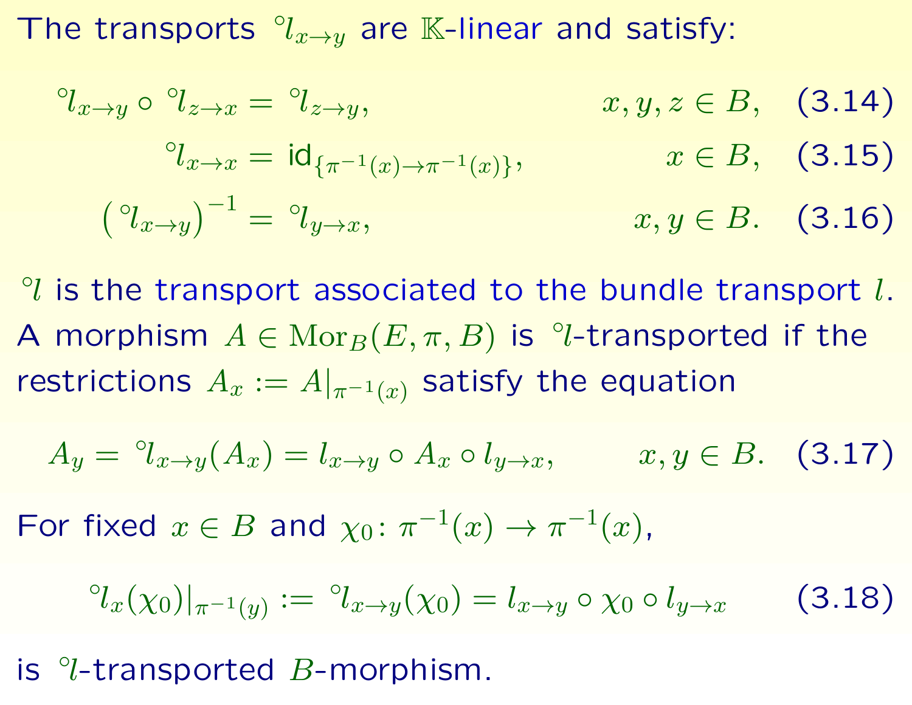The transports ${}^{\circ}l_{x\to y}$ are $\mathbb{K}$-linear and satisfy:

$$
\begin{aligned}
{}^{\circ}l_{x\to y} \circ {}^{\circ}l_{z\to x} &= {}^{\circ}l_{z\to y}, & x, y, z \in B, \quad (3.14)\\
{}^{\circ}l_{x\to x} &= \mathsf{id}_{\{\pi^{-1}(x)\to\pi^{-1}(x)\}}, & x \in B, \quad (3.15)\\
\left({}^{\circ}l_{x\to y}\right)^{-1} &= {}^{\circ}l_{y\to x}, & x, y \in B. \quad (3.16)
\end{aligned}
$$

${}^{\circ}l$ is the transport associated to the bundle transport $l$. A morphism $A \in \mathrm{Mor}_B(E, \pi, B)$ is ${}^{\circ}l$-transported if the restrictions $A_x := A|_{\pi^{-1}(x)}$ satisfy the equation

$$
A_y = {}^{\circ}l_{x\to y}(A_x) = l_{x\to y} \circ A_x \circ l_{y\to x}, \qquad x, y \in B. \quad (3.17)
$$

For fixed $x \in B$ and $\chi_0 \colon \pi^{-1}(x) \to \pi^{-1}(x)$,

$$
{}^{\circ}l_x(\chi_0)|_{\pi^{-1}(y)} := {}^{\circ}l_{x\to y}(\chi_0) = l_{x\to y} \circ \chi_0 \circ l_{y\to x} \qquad (3.18)
$$

is ${}^{\circ}l$-transported $B$-morphism.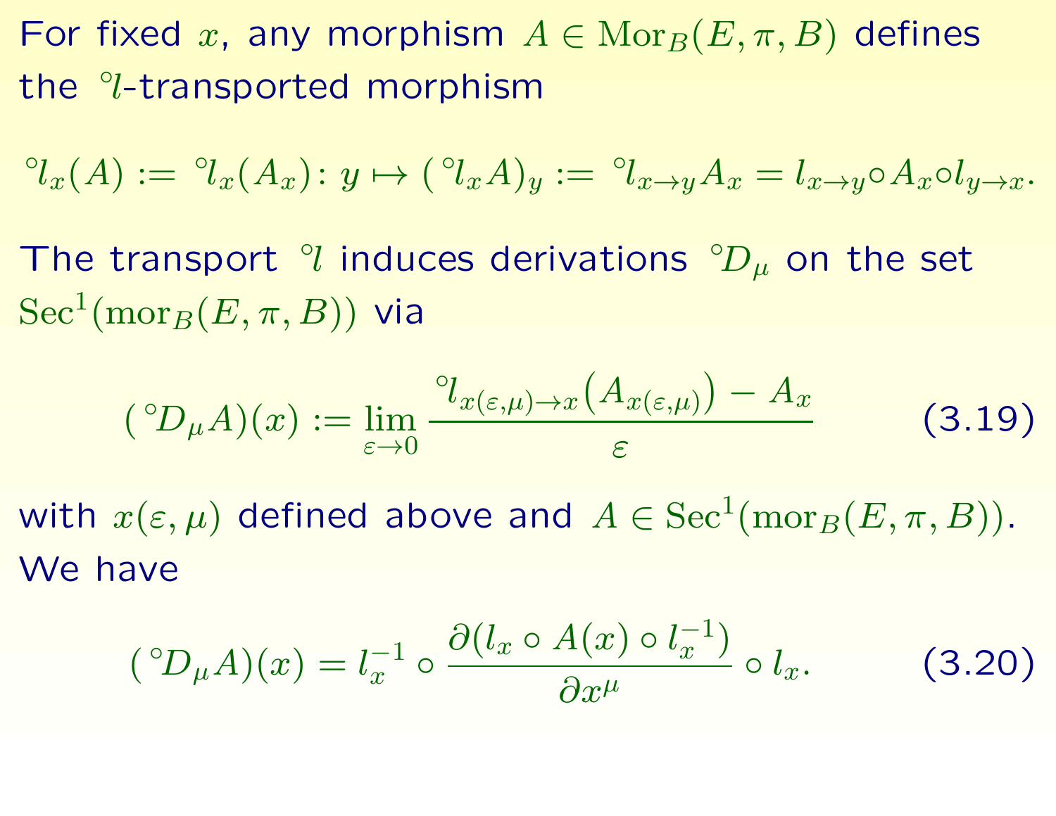For fixed $x$, any morphism $A \in \mathrm{Mor}_B(E, \pi, B)$ defines the ${}^{\circ}l$-transported morphism

$${}^{\circ}l_x(A) := {}^{\circ}l_x(A_x)\colon y \mapsto ({}^{\circ}l_x A)_y := {}^{\circ}l_{x\to y} A_x = l_{x\to y} \circ A_x \circ l_{y\to x}.$$

The transport ${}^{\circ}l$ induces derivations ${}^{\circ}D_\mu$ on the set $\mathrm{Sec}^1(\mathrm{mor}_B(E, \pi, B))$ via

$$({}^{\circ}D_\mu A)(x) := \lim_{\varepsilon\to 0} \frac{{}^{\circ}l_{x(\varepsilon,\mu)\to x}\big(A_{x(\varepsilon,\mu)}\big) - A_x}{\varepsilon} \tag{3.19}$$

with $x(\varepsilon, \mu)$ defined above and $A \in \mathrm{Sec}^1(\mathrm{mor}_B(E, \pi, B))$. We have

$$({}^{\circ}D_\mu A)(x) = l_x^{-1} \circ \frac{\partial(l_x \circ A(x) \circ l_x^{-1})}{\partial x^\mu} \circ l_x. \tag{3.20}$$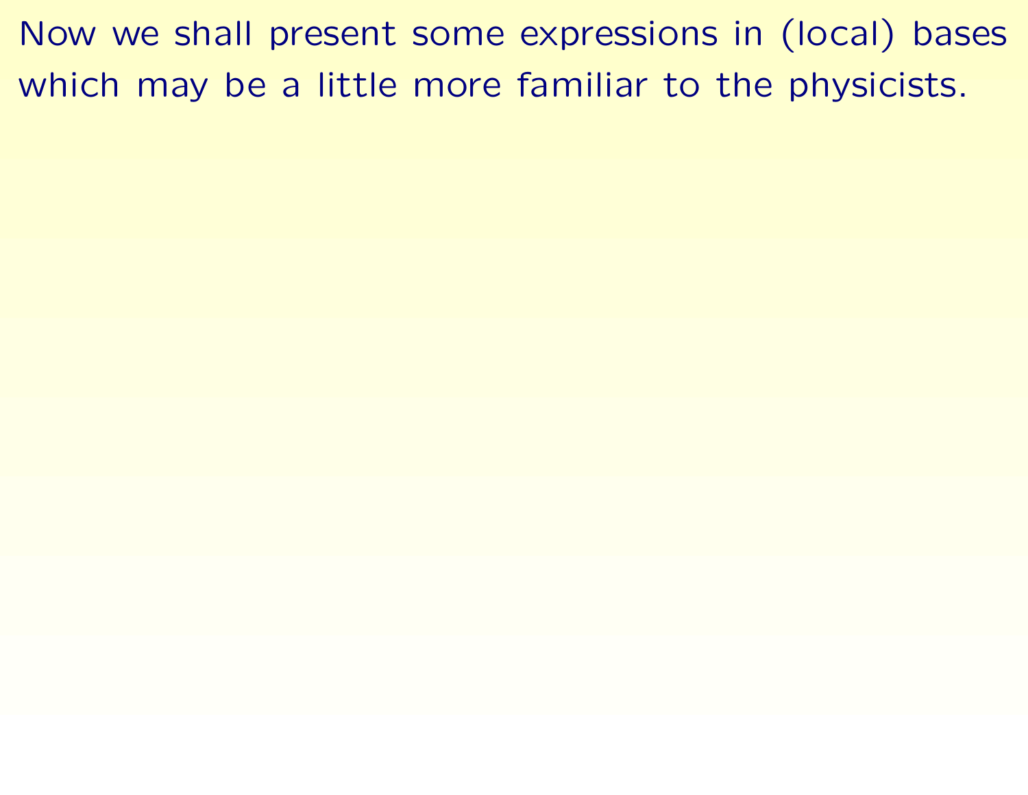Now we shall present some expressions in (local) bases which may be a little more familiar to the physicists.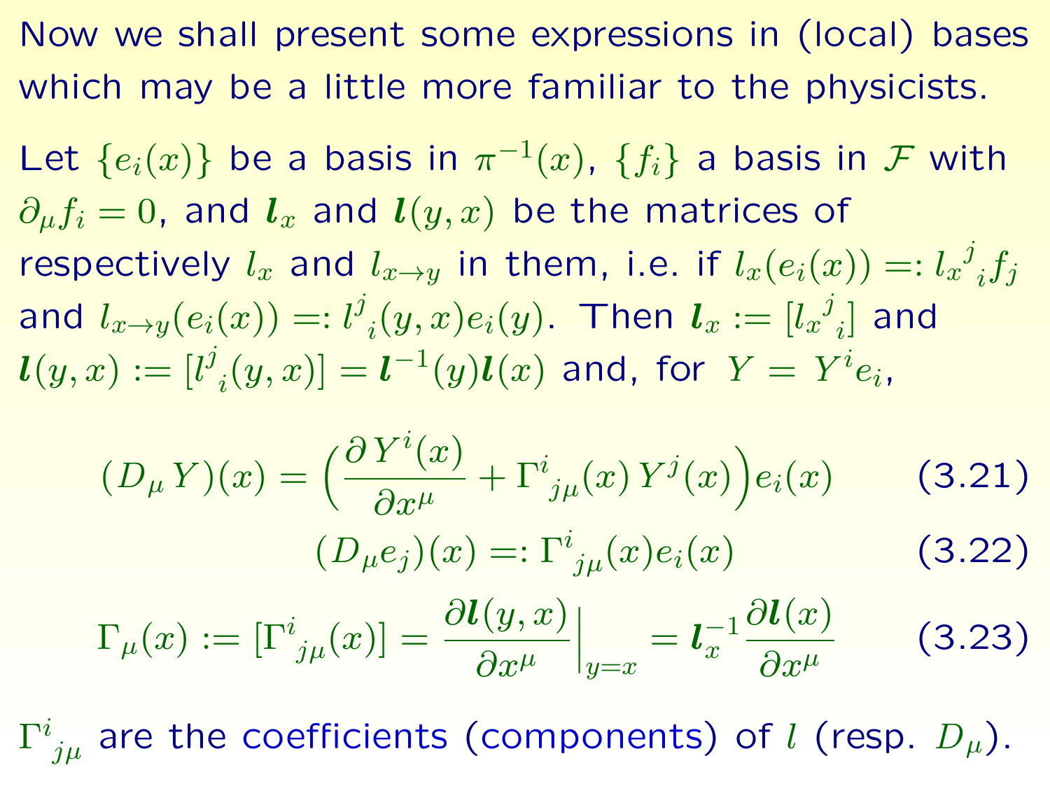Now we shall present some expressions in (local) bases which may be a little more familiar to the physicists.

Let $\{e_i(x)\}$ be a basis in $\pi^{-1}(x)$, $\{f_i\}$ a basis in $\mathcal{F}$ with $\partial_\mu f_i = 0$, and $\boldsymbol{l}_x$ and $\boldsymbol{l}(y,x)$ be the matrices of respectively $l_x$ and $l_{x\to y}$ in them, i.e. if $l_x(e_i(x)) =: {l_x}^j{}_i f_j$ and $l_{x\to y}(e_i(x)) =: l^j{}_i(y,x) e_i(y)$. Then $\boldsymbol{l}_x := [{l_x}^j{}_i]$ and $\boldsymbol{l}(y,x) := [l^j{}_i(y,x)] = \boldsymbol{l}^{-1}(y)\boldsymbol{l}(x)$ and, for $Y = Y^i e_i$,

$$(D_\mu Y)(x) = \Big(\frac{\partial Y^i(x)}{\partial x^\mu} + \Gamma^i{}_{j\mu}(x)\, Y^j(x)\Big) e_i(x) \tag{3.21}$$

$$(D_\mu e_j)(x) =: \Gamma^i{}_{j\mu}(x) e_i(x) \tag{3.22}$$

$$\Gamma_\mu(x) := [\Gamma^i{}_{j\mu}(x)] = \frac{\partial \boldsymbol{l}(y,x)}{\partial x^\mu}\Big|_{y=x} = \boldsymbol{l}_x^{-1} \frac{\partial \boldsymbol{l}(x)}{\partial x^\mu} \tag{3.23}$$

$\Gamma^i{}_{j\mu}$ are the coefficients (components) of $l$ (resp. $D_\mu$).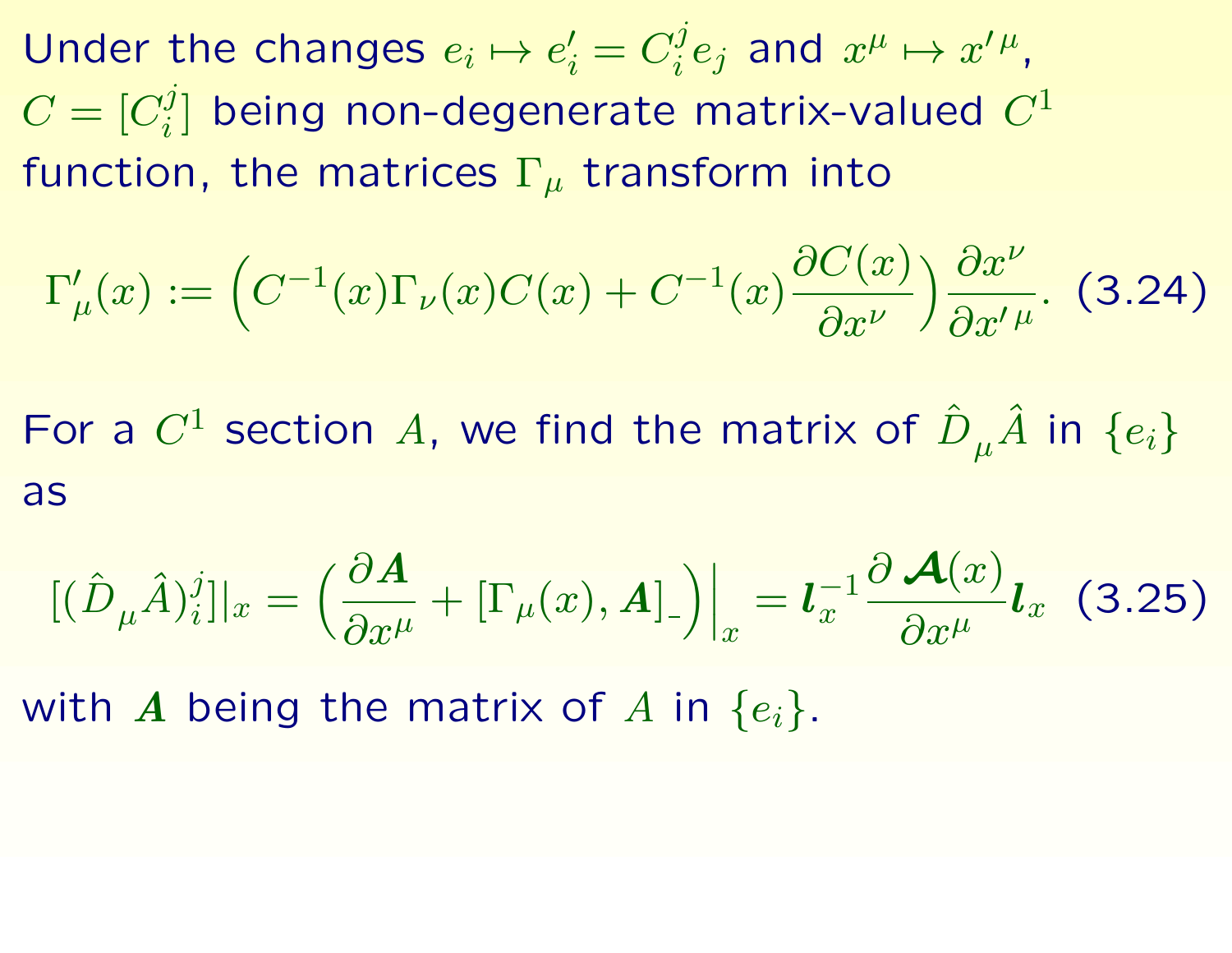Under the changes $e_i \mapsto e'_i = C^j_i e_j$ and $x^\mu \mapsto x'^\mu$, $C = [C^j_i]$ being non-degenerate matrix-valued $C^1$ function, the matrices $\Gamma_\mu$ transform into

$$\Gamma'_\mu(x) := \Big( C^{-1}(x) \Gamma_\nu(x) C(x) + C^{-1}(x) \frac{\partial C(x)}{\partial x^\nu} \Big) \frac{\partial x^\nu}{\partial x'^\mu}. \quad (3.24)$$

For a $C^1$ section $A$, we find the matrix of $\hat{D}_\mu \hat{A}$ in $\{e_i\}$ as

$$[(\hat{D}_\mu \hat{A})^j_i]|_x = \Big( \frac{\partial \boldsymbol{A}}{\partial x^\mu} + [\Gamma_\mu(x), \boldsymbol{A}]_{\_} \Big)\Big|_x = \boldsymbol{l}_x^{-1} \frac{\partial \boldsymbol{\mathcal{A}}(x)}{\partial x^\mu} \boldsymbol{l}_x \quad (3.25)$$

with $\boldsymbol{A}$ being the matrix of $A$ in $\{e_i\}$.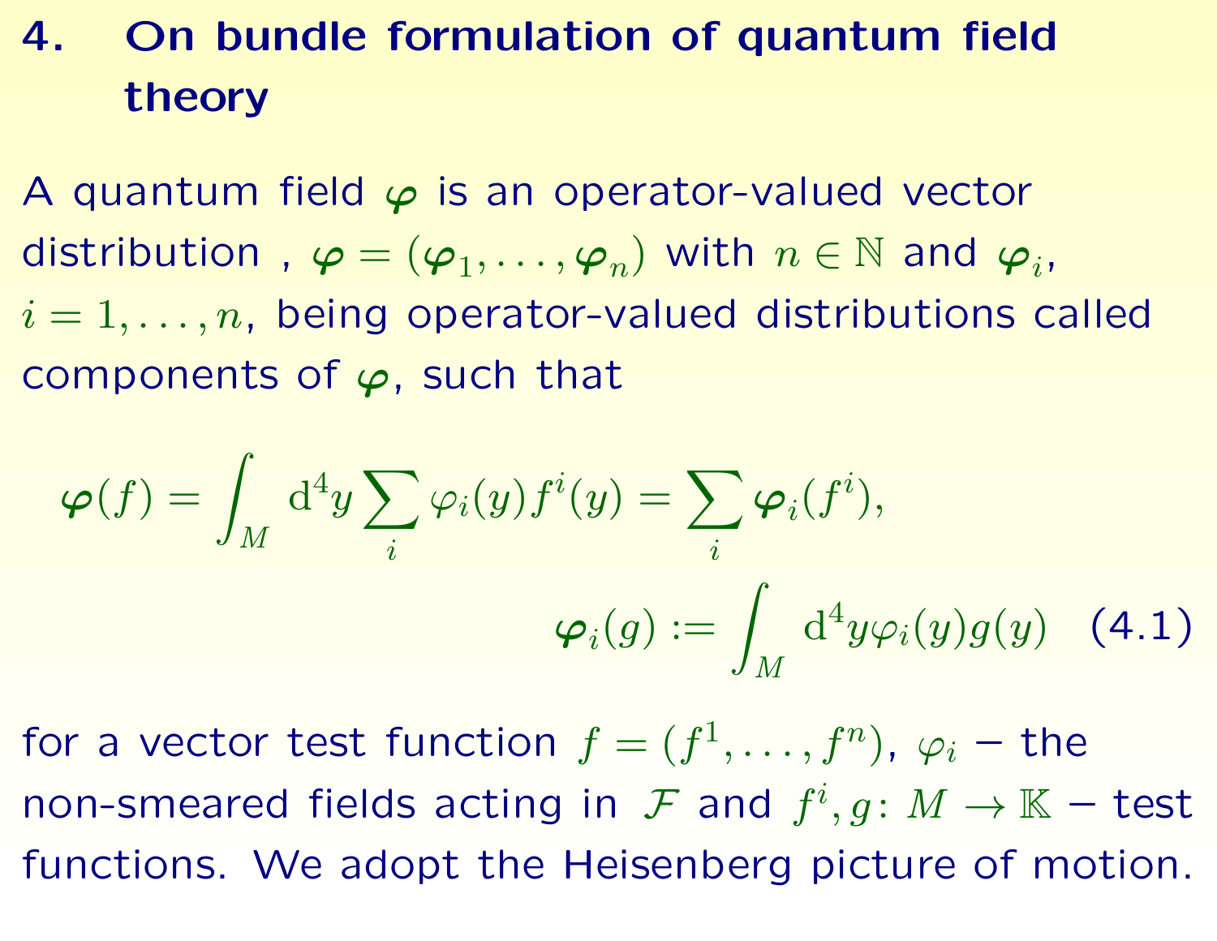# 4. On bundle formulation of quantum field theory

A quantum field $\boldsymbol{\varphi}$ is an operator-valued vector distribution , $\boldsymbol{\varphi} = (\boldsymbol{\varphi}_1, \dots, \boldsymbol{\varphi}_n)$ with $n \in \mathbb{N}$ and $\boldsymbol{\varphi}_i$, $i = 1, \dots, n$, being operator-valued distributions called components of $\boldsymbol{\varphi}$, such that

$$\boldsymbol{\varphi}(f) = \int_M \mathrm{d}^4 y \sum_i \varphi_i(y) f^i(y) = \sum_i \boldsymbol{\varphi}_i(f^i),$$

$$\boldsymbol{\varphi}_i(g) := \int_M \mathrm{d}^4 y \varphi_i(y) g(y) \quad (4.1)$$

for a vector test function $f = (f^1, \dots, f^n)$, $\varphi_i$ – the non-smeared fields acting in $\mathcal{F}$ and $f^i, g \colon M \to \mathbb{K}$ – test functions. We adopt the Heisenberg picture of motion.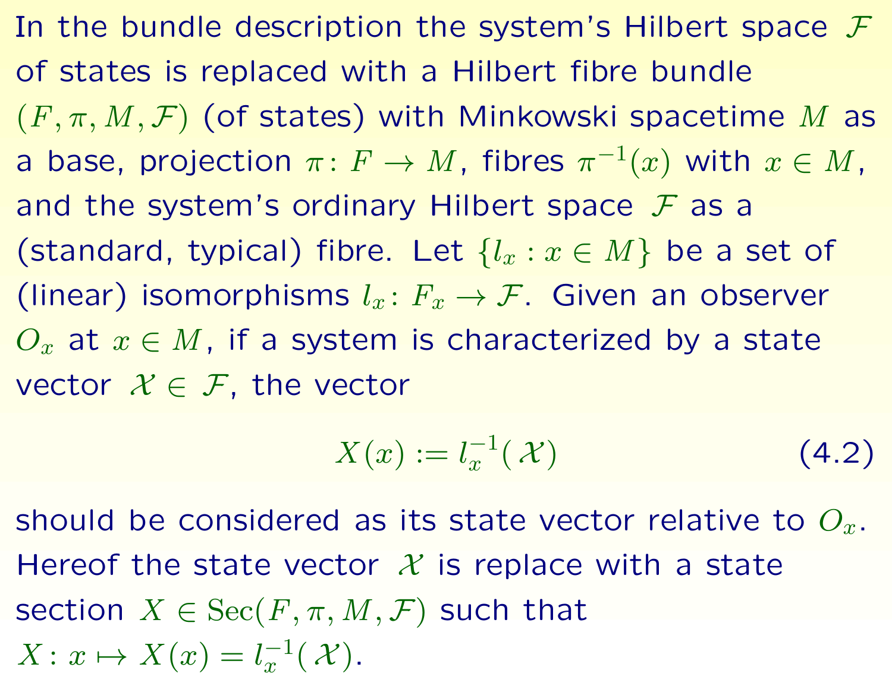In the bundle description the system's Hilbert space $\mathcal{F}$ of states is replaced with a Hilbert fibre bundle $(F, \pi, M, \mathcal{F})$ (of states) with Minkowski spacetime $M$ as a base, projection $\pi \colon F \to M$, fibres $\pi^{-1}(x)$ with $x \in M$, and the system's ordinary Hilbert space $\mathcal{F}$ as a (standard, typical) fibre. Let $\{l_x : x \in M\}$ be a set of (linear) isomorphisms $l_x \colon F_x \to \mathcal{F}$. Given an observer $O_x$ at $x \in M$, if a system is characterized by a state vector $\mathcal{X} \in \mathcal{F}$, the vector

$$X(x) := l_x^{-1}(\mathcal{X}) \tag{4.2}$$

should be considered as its state vector relative to $O_x$. Hereof the state vector $\mathcal{X}$ is replace with a state section $X \in \operatorname{Sec}(F, \pi, M, \mathcal{F})$ such that $X \colon x \mapsto X(x) = l_x^{-1}(\mathcal{X})$.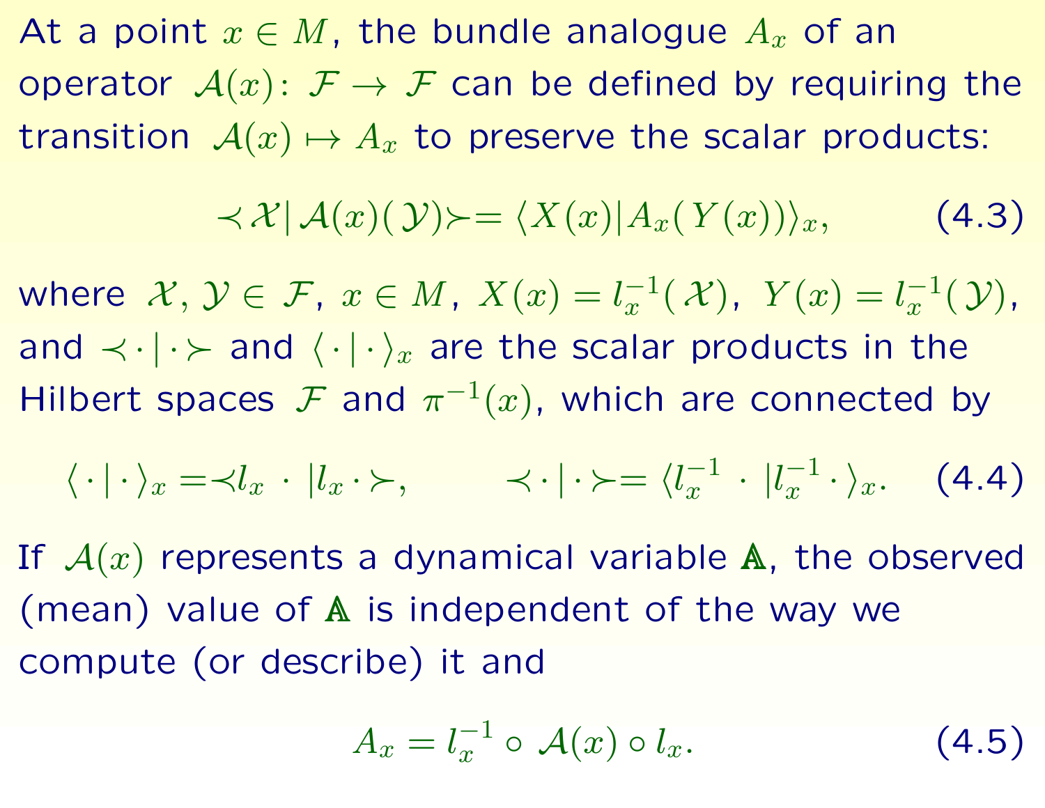At a point $x \in M$, the bundle analogue $A_x$ of an operator $\mathcal{A}(x)\colon \mathcal{F} \to \mathcal{F}$ can be defined by requiring the transition $\mathcal{A}(x) \mapsto A_x$ to preserve the scalar products:

$$\prec \mathcal{X} | \mathcal{A}(x)(\mathcal{Y}) \succ = \langle X(x) | A_x(Y(x)) \rangle_x, \tag{4.3}$$

where $\mathcal{X}, \mathcal{Y} \in \mathcal{F}$, $x \in M$, $X(x) = l_x^{-1}(\mathcal{X})$, $Y(x) = l_x^{-1}(\mathcal{Y})$, and $\prec \cdot | \cdot \succ$ and $\langle \cdot | \cdot \rangle_x$ are the scalar products in the Hilbert spaces $\mathcal{F}$ and $\pi^{-1}(x)$, which are connected by

$$\langle \cdot | \cdot \rangle_x = \prec l_x \cdot | l_x \cdot \succ, \qquad \prec \cdot | \cdot \succ = \langle l_x^{-1} \cdot | l_x^{-1} \cdot \rangle_x. \tag{4.4}$$

If $\mathcal{A}(x)$ represents a dynamical variable $\mathbb{A}$, the observed (mean) value of $\mathbb{A}$ is independent of the way we compute (or describe) it and

$$A_x = l_x^{-1} \circ \mathcal{A}(x) \circ l_x. \tag{4.5}$$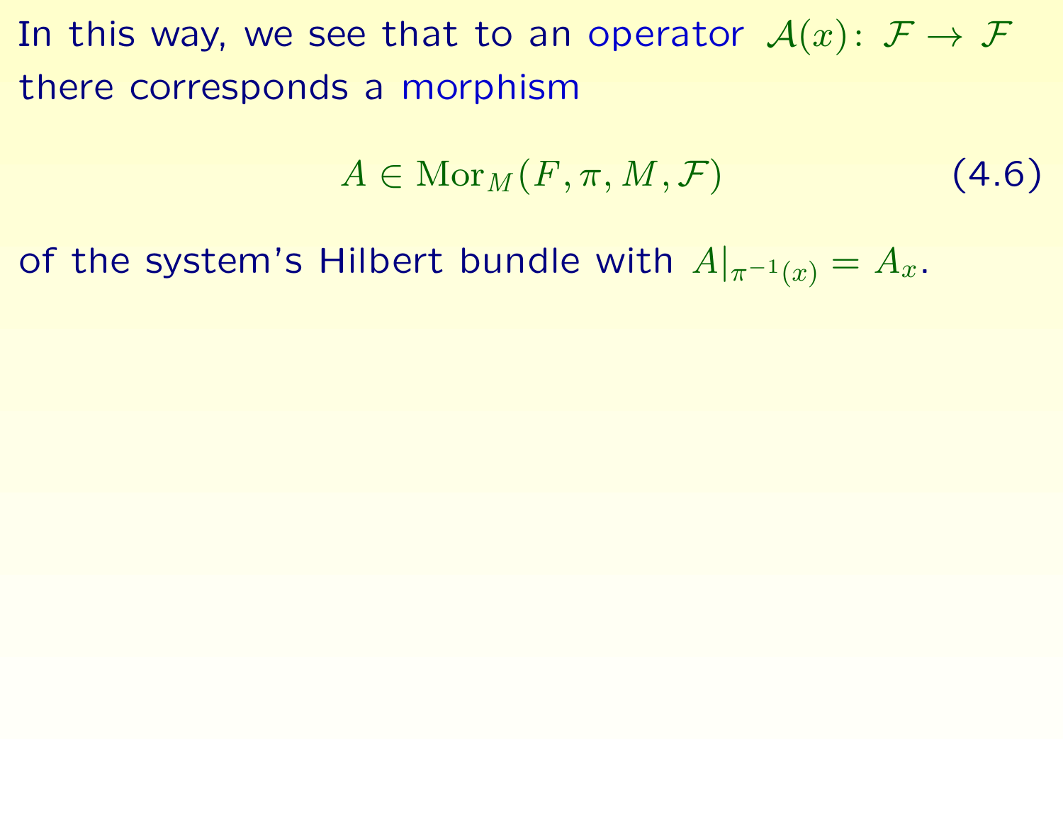In this way, we see that to an operator $\mathcal{A}(x) \colon \mathcal{F} \to \mathcal{F}$ there corresponds a morphism

$$A \in \mathrm{Mor}_M(F, \pi, M, \mathcal{F}) \tag{4.6}$$

of the system's Hilbert bundle with $A|_{\pi^{-1}(x)} = A_x$.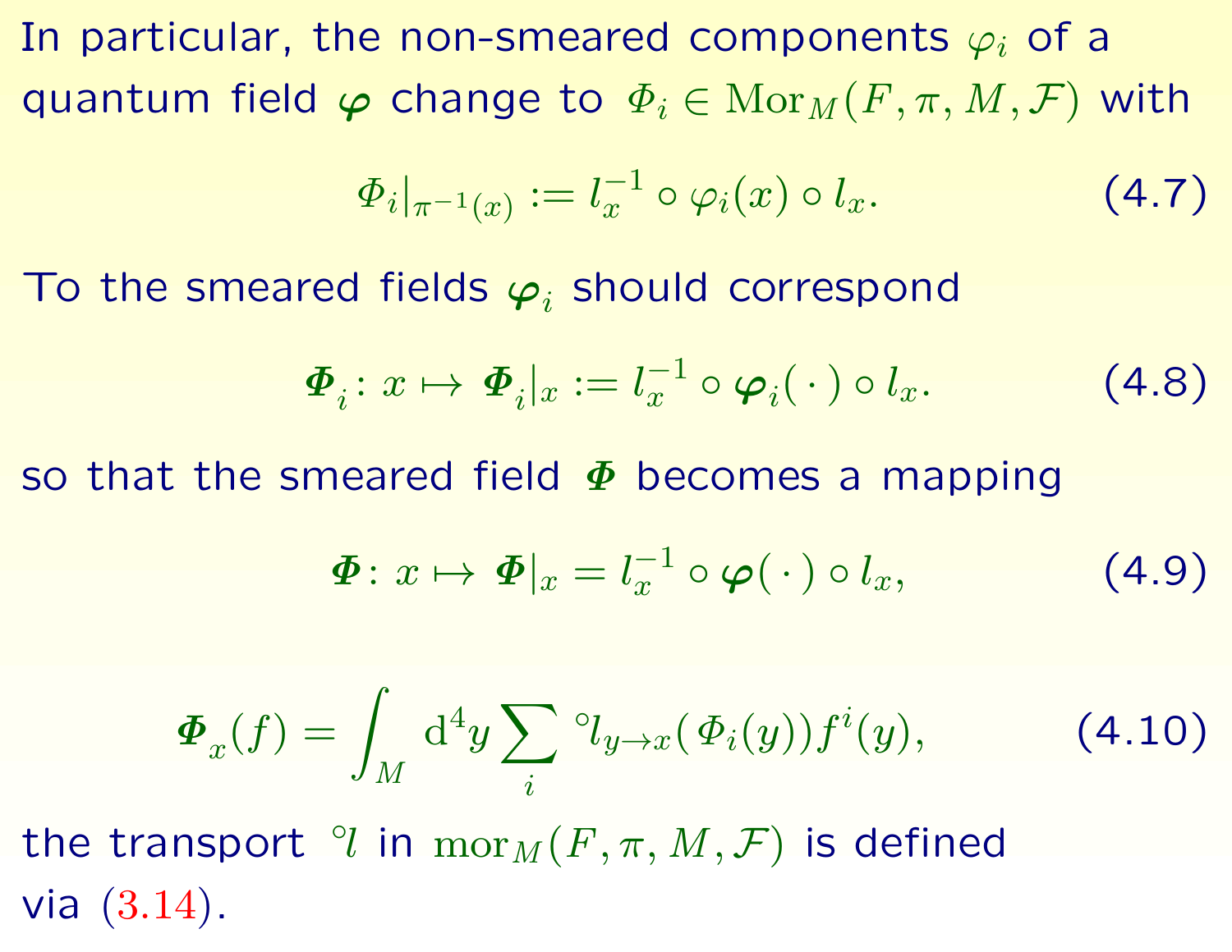In particular, the non-smeared components $\varphi_i$ of a quantum field $\boldsymbol{\varphi}$ change to $\varPhi_i \in \operatorname{Mor}_M(F, \pi, M, \mathcal{F})$ with

$$\varPhi_i|_{\pi^{-1}(x)} := l_x^{-1} \circ \varphi_i(x) \circ l_x. \tag{4.7}$$

To the smeared fields $\boldsymbol{\varphi}_i$ should correspond

$$\boldsymbol{\varPhi}_i \colon x \mapsto \boldsymbol{\varPhi}_i|_x := l_x^{-1} \circ \boldsymbol{\varphi}_i(\,\cdot\,) \circ l_x. \tag{4.8}$$

so that the smeared field $\boldsymbol{\varPhi}$ becomes a mapping

$$\boldsymbol{\varPhi} \colon x \mapsto \boldsymbol{\varPhi}|_x = l_x^{-1} \circ \boldsymbol{\varphi}(\,\cdot\,) \circ l_x, \tag{4.9}$$

$$\boldsymbol{\varPhi}_x(f) = \int_M \mathrm{d}^4 y \sum_i {}^{\circ}l_{y \to x}(\varPhi_i(y)) f^i(y), \tag{4.10}$$

the transport ${}^{\circ}l$ in $\operatorname{mor}_M(F, \pi, M, \mathcal{F})$ is defined via (3.14).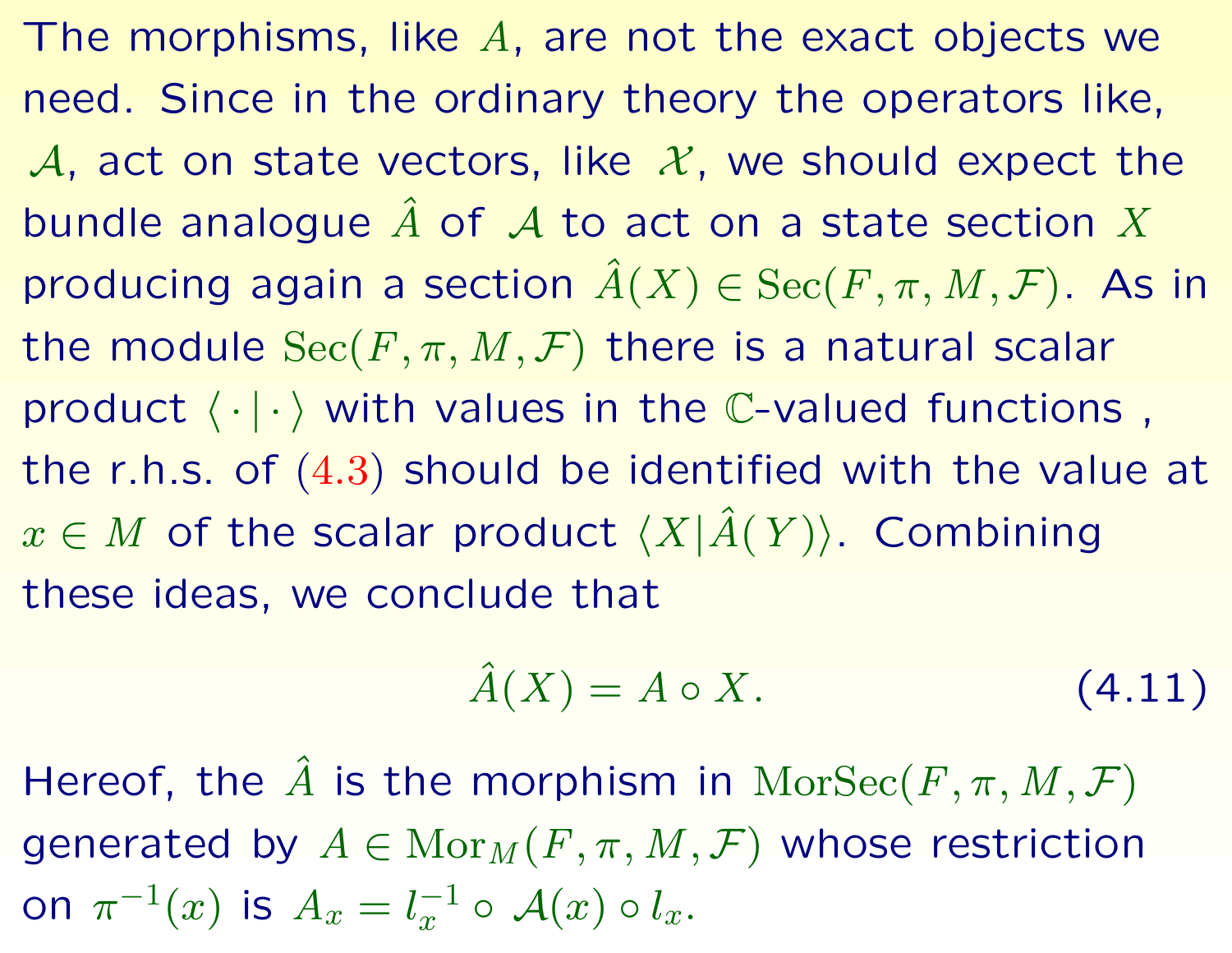The morphisms, like $A$, are not the exact objects we need. Since in the ordinary theory the operators like, $\mathcal{A}$, act on state vectors, like $\mathcal{X}$, we should expect the bundle analogue $\hat{A}$ of $\mathcal{A}$ to act on a state section $X$ producing again a section $\hat{A}(X) \in \operatorname{Sec}(F, \pi, M, \mathcal{F})$. As in the module $\operatorname{Sec}(F, \pi, M, \mathcal{F})$ there is a natural scalar product $\langle \cdot | \cdot \rangle$ with values in the $\mathbb{C}$-valued functions , the r.h.s. of (4.3) should be identified with the value at $x \in M$ of the scalar product $\langle X | \hat{A}(Y) \rangle$. Combining these ideas, we conclude that

$$\hat{A}(X) = A \circ X. \tag{4.11}$$

Hereof, the $\hat{A}$ is the morphism in $\operatorname{MorSec}(F, \pi, M, \mathcal{F})$ generated by $A \in \operatorname{Mor}_M(F, \pi, M, \mathcal{F})$ whose restriction on $\pi^{-1}(x)$ is $A_x = l_x^{-1} \circ \mathcal{A}(x) \circ l_x$.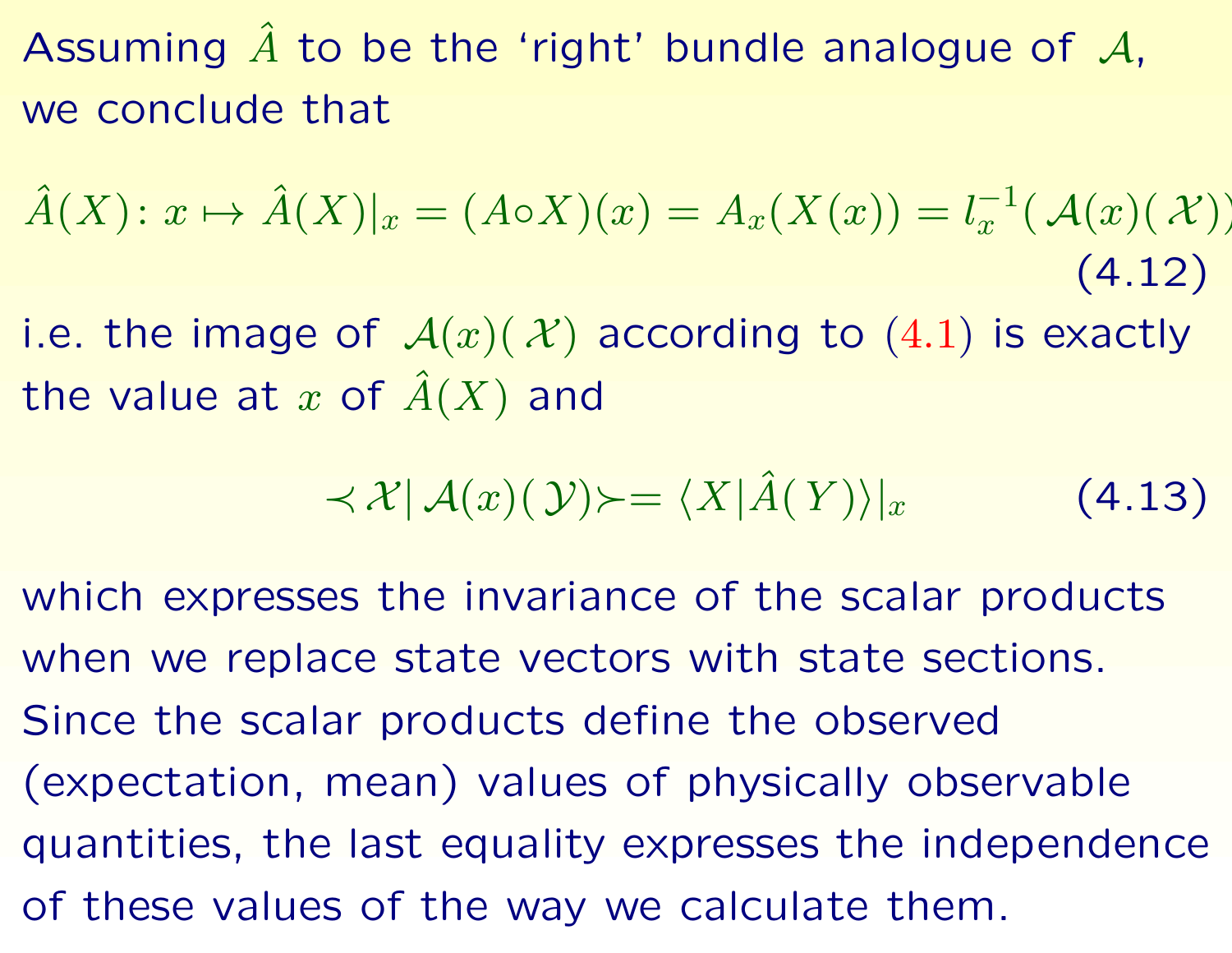Assuming $\hat{A}$ to be the 'right' bundle analogue of $\mathcal{A}$, we conclude that

$$\hat{A}(X)\colon x \mapsto \hat{A}(X)|_x = (A \circ X)(x) = A_x(X(x)) = l_x^{-1}(\mathcal{A}(x)(\mathcal{X})) \tag{4.12}$$

i.e. the image of $\mathcal{A}(x)(\mathcal{X})$ according to (4.1) is exactly the value at $x$ of $\hat{A}(X)$ and

$$\prec \mathcal{X} \,|\, \mathcal{A}(x)(\mathcal{Y}) \succ = \langle X | \hat{A}(Y) \rangle|_x \tag{4.13}$$

which expresses the invariance of the scalar products when we replace state vectors with state sections. Since the scalar products define the observed (expectation, mean) values of physically observable quantities, the last equality expresses the independence of these values of the way we calculate them.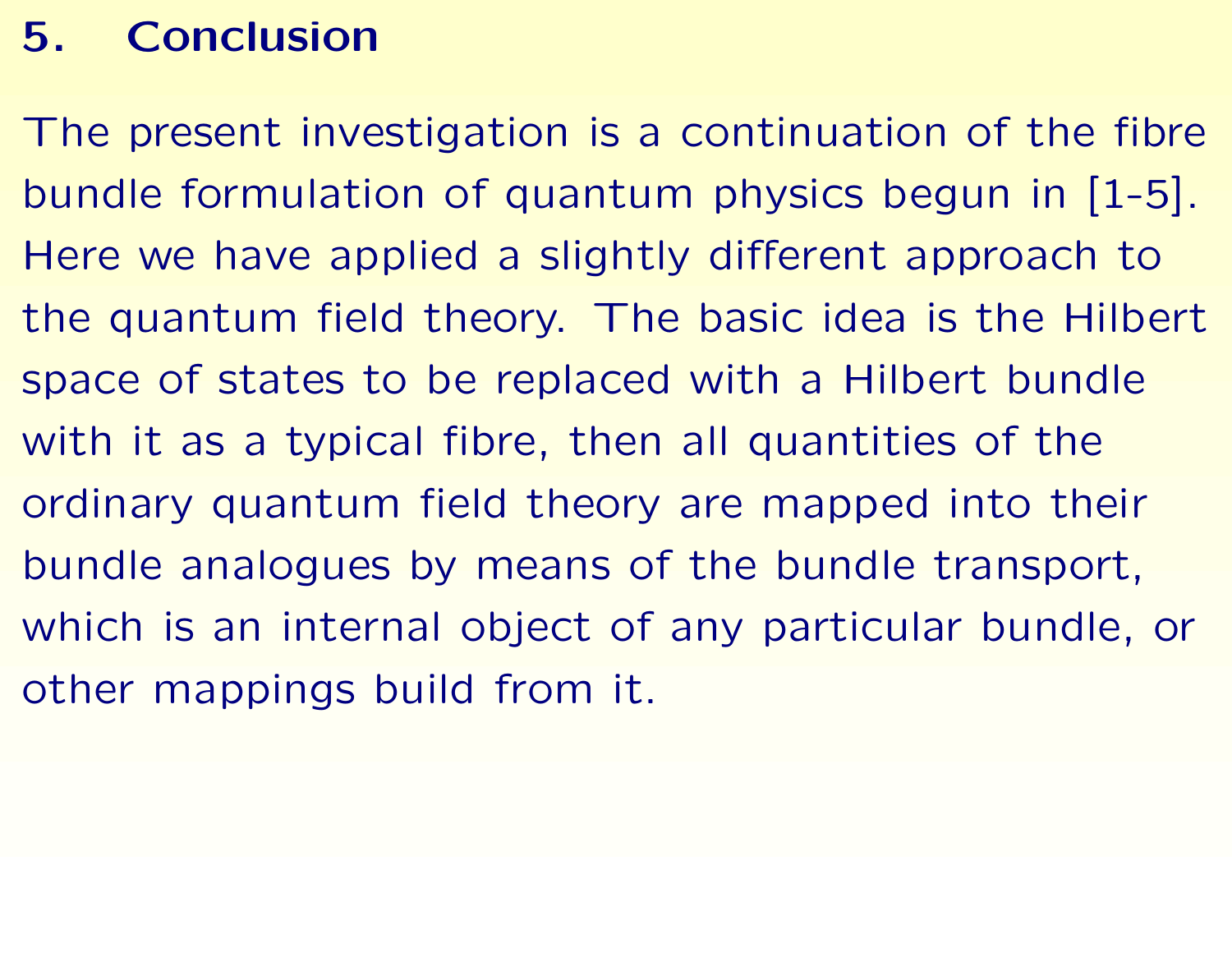## 5. Conclusion

The present investigation is a continuation of the fibre bundle formulation of quantum physics begun in [1-5]. Here we have applied a slightly different approach to the quantum field theory. The basic idea is the Hilbert space of states to be replaced with a Hilbert bundle with it as a typical fibre, then all quantities of the ordinary quantum field theory are mapped into their bundle analogues by means of the bundle transport, which is an internal object of any particular bundle, or other mappings build from it.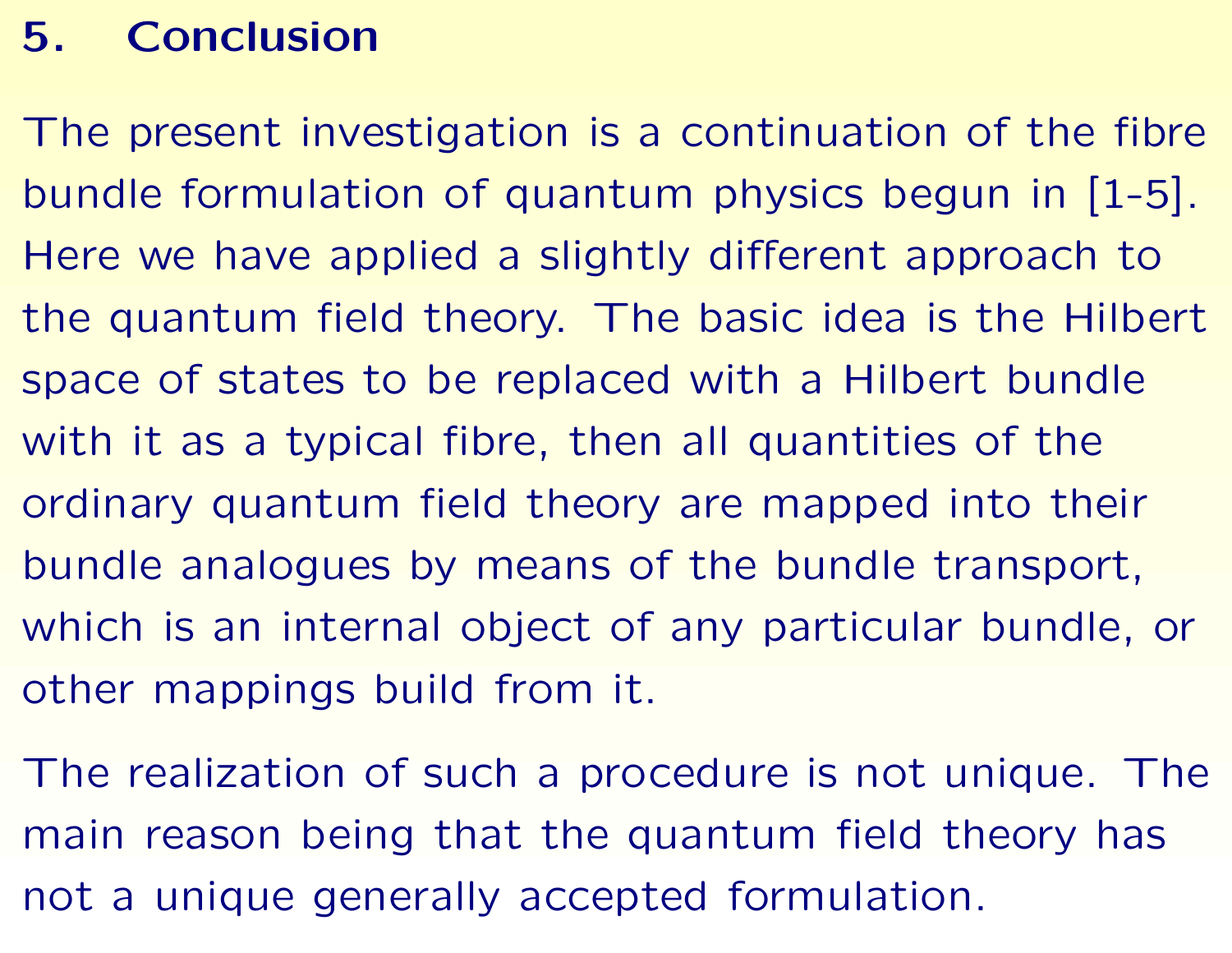## 5. Conclusion

The present investigation is a continuation of the fibre bundle formulation of quantum physics begun in [1-5]. Here we have applied a slightly different approach to the quantum field theory. The basic idea is the Hilbert space of states to be replaced with a Hilbert bundle with it as a typical fibre, then all quantities of the ordinary quantum field theory are mapped into their bundle analogues by means of the bundle transport, which is an internal object of any particular bundle, or other mappings build from it.

The realization of such a procedure is not unique. The main reason being that the quantum field theory has not a unique generally accepted formulation.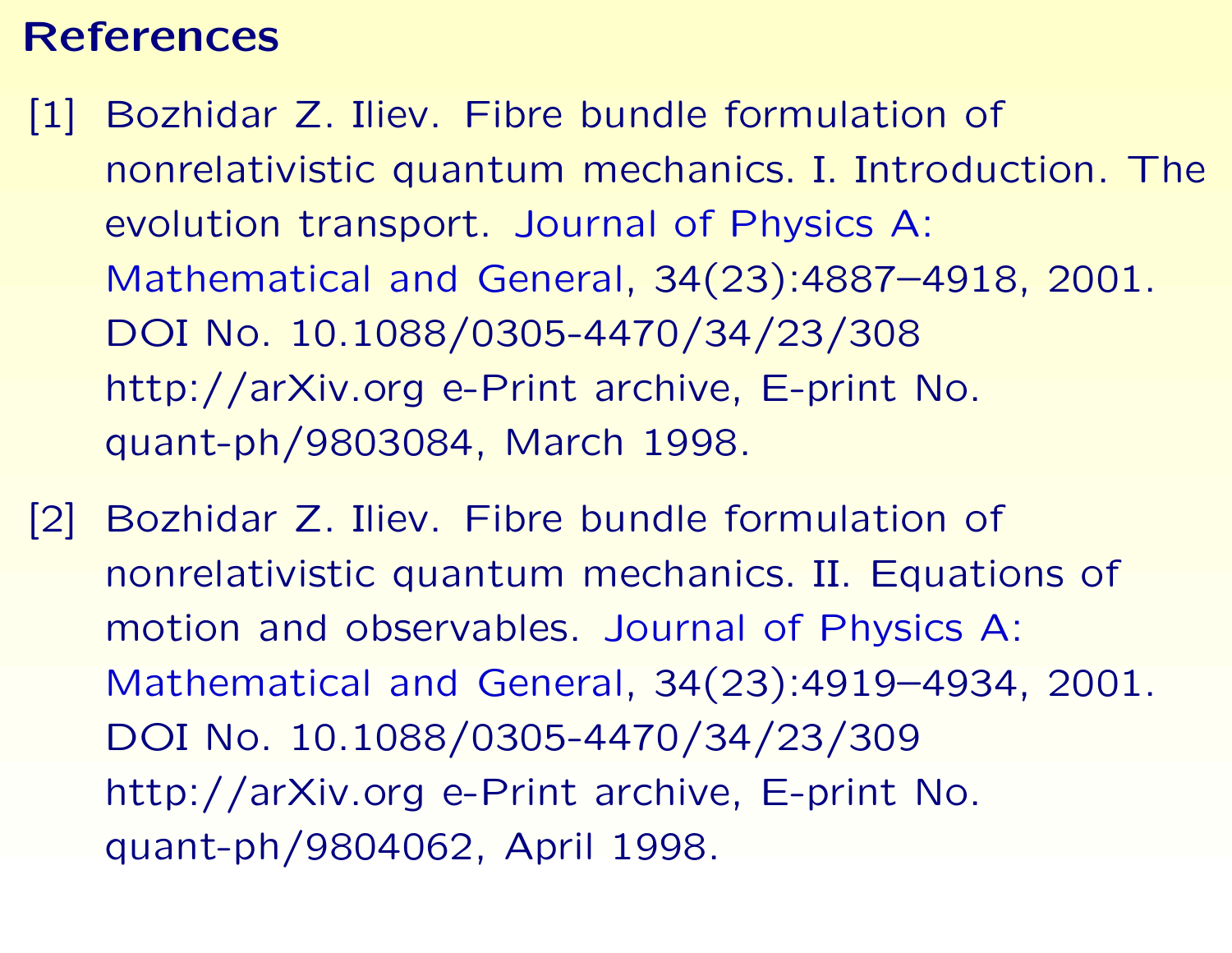# References

[1] Bozhidar Z. Iliev. Fibre bundle formulation of nonrelativistic quantum mechanics. I. Introduction. The evolution transport. Journal of Physics A: Mathematical and General, 34(23):4887–4918, 2001. DOI No. 10.1088/0305-4470/34/23/308 http://arXiv.org e-Print archive, E-print No. quant-ph/9803084, March 1998.

[2] Bozhidar Z. Iliev. Fibre bundle formulation of nonrelativistic quantum mechanics. II. Equations of motion and observables. Journal of Physics A: Mathematical and General, 34(23):4919–4934, 2001. DOI No. 10.1088/0305-4470/34/23/309 http://arXiv.org e-Print archive, E-print No. quant-ph/9804062, April 1998.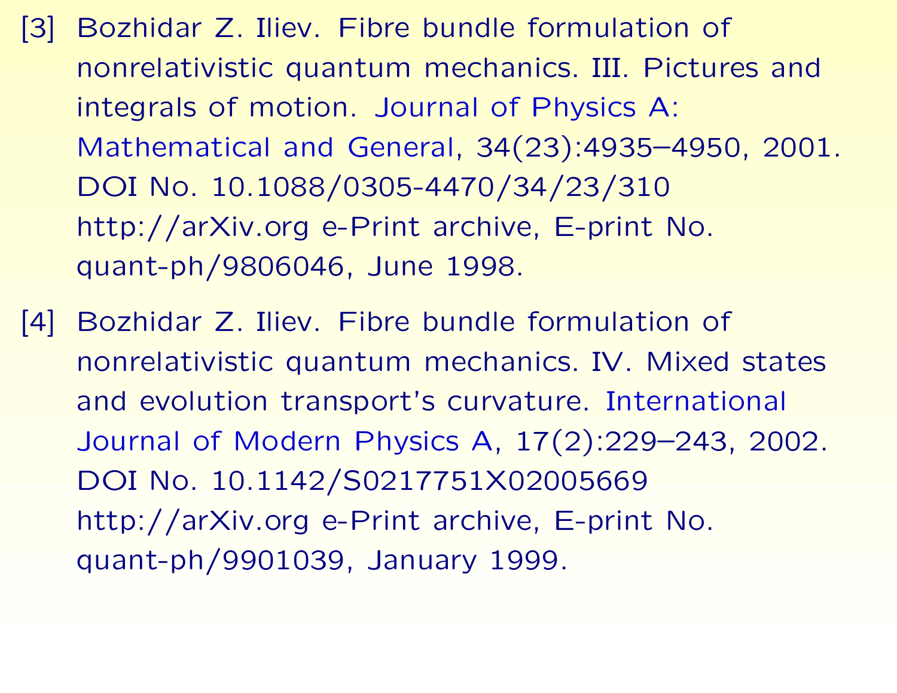[3] Bozhidar Z. Iliev. Fibre bundle formulation of nonrelativistic quantum mechanics. III. Pictures and integrals of motion. Journal of Physics A: Mathematical and General, 34(23):4935–4950, 2001. DOI No. 10.1088/0305-4470/34/23/310 http://arXiv.org e-Print archive, E-print No. quant-ph/9806046, June 1998.

[4] Bozhidar Z. Iliev. Fibre bundle formulation of nonrelativistic quantum mechanics. IV. Mixed states and evolution transport's curvature. International Journal of Modern Physics A, 17(2):229–243, 2002. DOI No. 10.1142/S0217751X02005669 http://arXiv.org e-Print archive, E-print No. quant-ph/9901039, January 1999.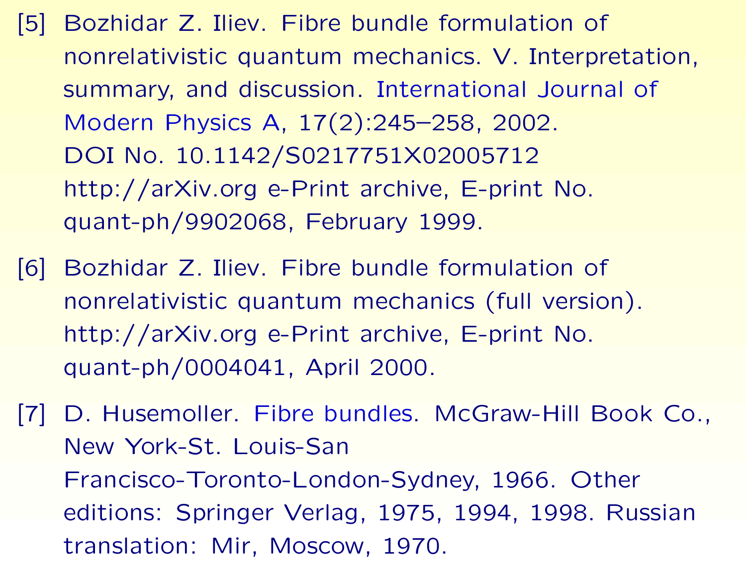[5] Bozhidar Z. Iliev. Fibre bundle formulation of nonrelativistic quantum mechanics. V. Interpretation, summary, and discussion. International Journal of Modern Physics A, 17(2):245–258, 2002. DOI No. 10.1142/S0217751X02005712 http://arXiv.org e-Print archive, E-print No. quant-ph/9902068, February 1999.

[6] Bozhidar Z. Iliev. Fibre bundle formulation of nonrelativistic quantum mechanics (full version). http://arXiv.org e-Print archive, E-print No. quant-ph/0004041, April 2000.

[7] D. Husemoller. Fibre bundles. McGraw-Hill Book Co., New York-St. Louis-San Francisco-Toronto-London-Sydney, 1966. Other editions: Springer Verlag, 1975, 1994, 1998. Russian translation: Mir, Moscow, 1970.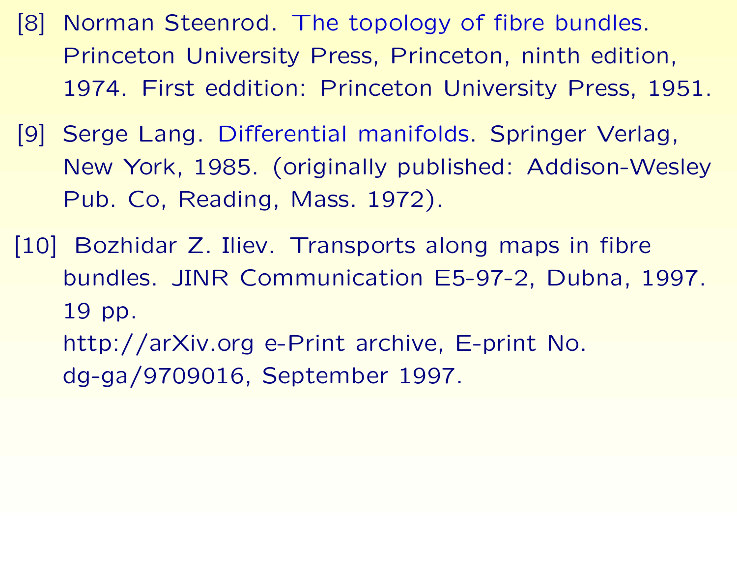[8] Norman Steenrod. The topology of fibre bundles. Princeton University Press, Princeton, ninth edition, 1974. First eddition: Princeton University Press, 1951.

[9] Serge Lang. Differential manifolds. Springer Verlag, New York, 1985. (originally published: Addison-Wesley Pub. Co, Reading, Mass. 1972).

[10] Bozhidar Z. Iliev. Transports along maps in fibre bundles. JINR Communication E5-97-2, Dubna, 1997. 19 pp.
http://arXiv.org e-Print archive, E-print No. dg-ga/9709016, September 1997.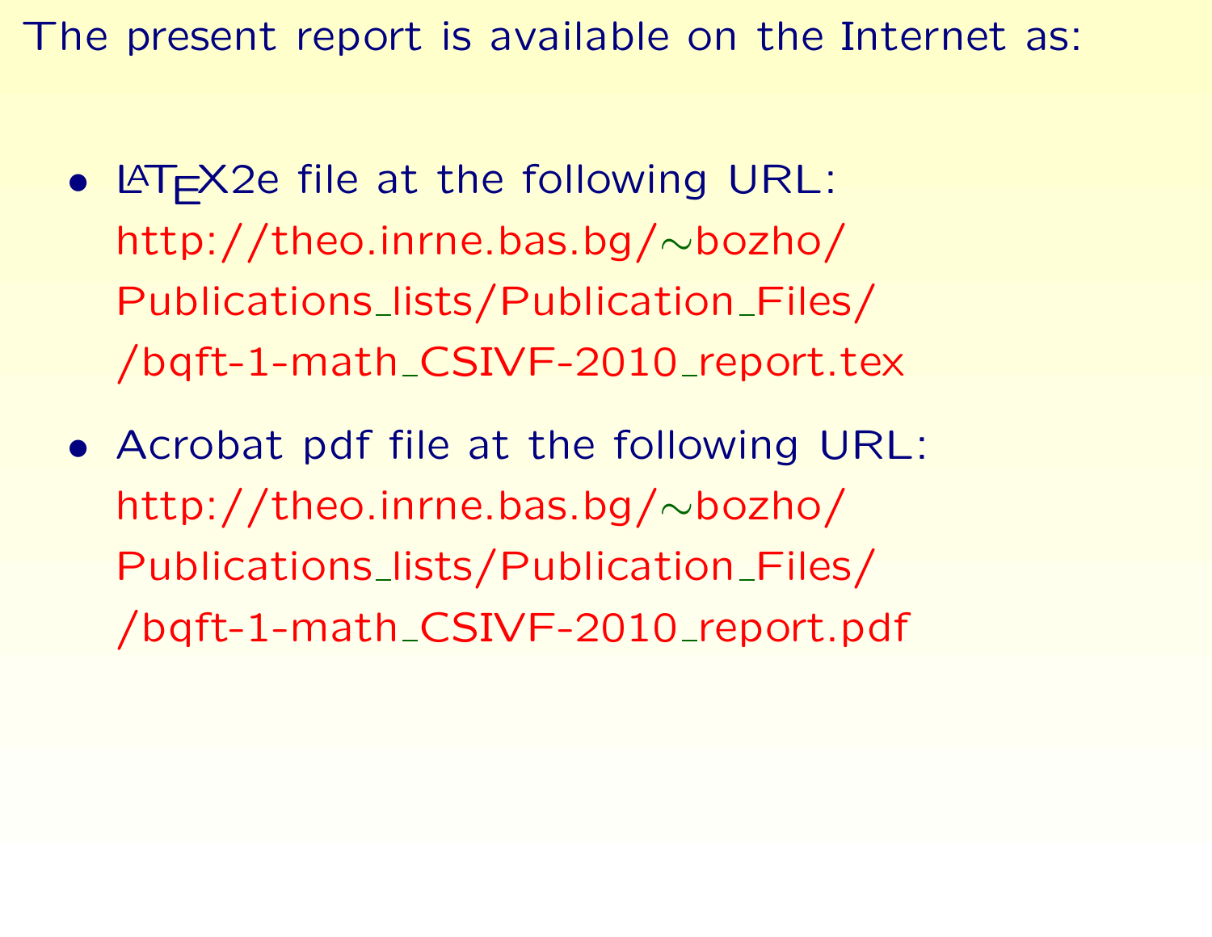The present report is available on the Internet as:

- LaTeX2e file at the following URL:
  http://theo.inrne.bas.bg/~bozho/Publications_lists/Publication_Files//bqft-1-math_CSIVF-2010_report.tex
- Acrobat pdf file at the following URL:
  http://theo.inrne.bas.bg/~bozho/Publications_lists/Publication_Files//bqft-1-math_CSIVF-2010_report.pdf